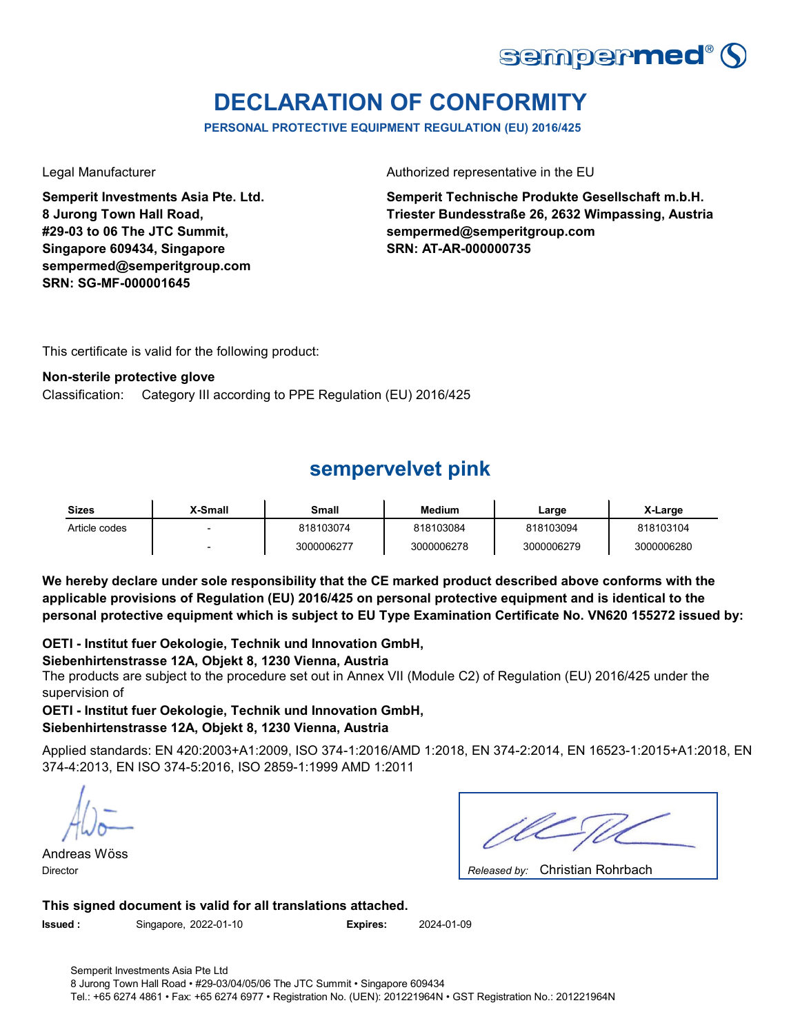# DECLARATION OF CONFORMITY

**PERSONAL PROTECTIVE EQUIPMENT REGULATION (EU) 2016/425**

Legal Manufacturer

**Semperit Investments Asia Pte. Ltd.**
**8 Jurong Town Hall Road,**
**#29-03 to 06 The JTC Summit,**
**Singapore 609434, Singapore**
**sempermed@semperitgroup.com**
**SRN: SG-MF-000001645**

Authorized representative in the EU

**Semperit Technische Produkte Gesellschaft m.b.H.**
**Triester Bundesstraße 26, 2632 Wimpassing, Austria**
**sempermed@semperitgroup.com**
**SRN: AT-AR-000000735**

This certificate is valid for the following product:

**Non-sterile protective glove**
Classification: Category III according to PPE Regulation (EU) 2016/425

## sempervelvet pink

| Sizes | X-Small | Small | Medium | Large | X-Large |
|---|---|---|---|---|---|
| Article codes | - | 818103074 | 818103084 | 818103094 | 818103104 |
| | - | 3000006277 | 3000006278 | 3000006279 | 3000006280 |

**We hereby declare under sole responsibility that the CE marked product described above conforms with the applicable provisions of Regulation (EU) 2016/425 on personal protective equipment and is identical to the personal protective equipment which is subject to EU Type Examination Certificate No. VN620 155272 issued by:**

**OETI - Institut fuer Oekologie, Technik und Innovation GmbH,**
**Siebenhirtenstrasse 12A, Objekt 8, 1230 Vienna, Austria**
The products are subject to the procedure set out in Annex VII (Module C2) of Regulation (EU) 2016/425 under the supervision of
**OETI - Institut fuer Oekologie, Technik und Innovation GmbH,**
**Siebenhirtenstrasse 12A, Objekt 8, 1230 Vienna, Austria**

Applied standards: EN 420:2003+A1:2009, ISO 374-1:2016/AMD 1:2018, EN 374-2:2014, EN 16523-1:2015+A1:2018, EN 374-4:2013, EN ISO 374-5:2016, ISO 2859-1:1999 AMD 1:2011

Andreas Wöss
Director

*Released by:* Christian Rohrbach

**This signed document is valid for all translations attached.**

**Issued :** Singapore, 2022-01-10 **Expires:** 2024-01-09

Semperit Investments Asia Pte Ltd
8 Jurong Town Hall Road • #29-03/04/05/06 The JTC Summit • Singapore 609434
Tel.: +65 6274 4861 • Fax: +65 6274 6977 • Registration No. (UEN): 201221964N • GST Registration No.: 201221964N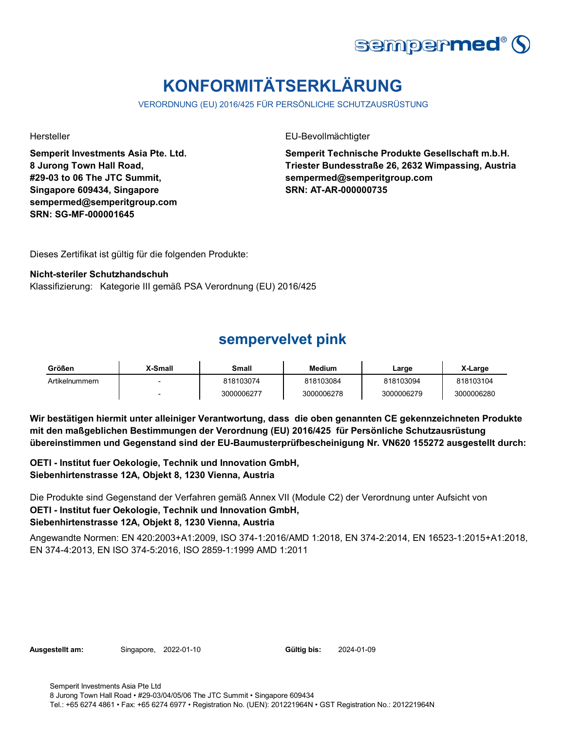# KONFORMITÄTSERKLÄRUNG

VERORDNUNG (EU) 2016/425 FÜR PERSÖNLICHE SCHUTZAUSRÜSTUNG

Hersteller

**Semperit Investments Asia Pte. Ltd.**
**8 Jurong Town Hall Road,**
**#29-03 to 06 The JTC Summit,**
**Singapore 609434, Singapore**
**sempermed@semperitgroup.com**
**SRN: SG-MF-000001645**

EU-Bevollmächtigter

**Semperit Technische Produkte Gesellschaft m.b.H.**
**Triester Bundesstraße 26, 2632 Wimpassing, Austria**
**sempermed@semperitgroup.com**
**SRN: AT-AR-000000735**

Dieses Zertifikat ist gültig für die folgenden Produkte:

**Nicht-steriler Schutzhandschuh**
Klassifizierung: Kategorie III gemäß PSA Verordnung (EU) 2016/425

## sempervelvet pink

| Größen | X-Small | Small | Medium | Large | X-Large |
|---|---|---|---|---|---|
| Artikelnummern | - | 818103074 | 818103084 | 818103094 | 818103104 |
| | - | 3000006277 | 3000006278 | 3000006279 | 3000006280 |

**Wir bestätigen hiermit unter alleiniger Verantwortung, dass die oben genannten CE gekennzeichneten Produkte mit den maßgeblichen Bestimmungen der Verordnung (EU) 2016/425 für Persönliche Schutzausrüstung übereinstimmen und Gegenstand sind der EU-Baumusterprüfbescheinigung Nr. VN620 155272 ausgestellt durch:**

**OETI - Institut fuer Oekologie, Technik und Innovation GmbH,**
**Siebenhirtenstrasse 12A, Objekt 8, 1230 Vienna, Austria**

Die Produkte sind Gegenstand der Verfahren gemäß Annex VII (Module C2) der Verordnung unter Aufsicht von
**OETI - Institut fuer Oekologie, Technik und Innovation GmbH,**
**Siebenhirtenstrasse 12A, Objekt 8, 1230 Vienna, Austria**

Angewandte Normen: EN 420:2003+A1:2009, ISO 374-1:2016/AMD 1:2018, EN 374-2:2014, EN 16523-1:2015+A1:2018, EN 374-4:2013, EN ISO 374-5:2016, ISO 2859-1:1999 AMD 1:2011

**Ausgestellt am:** Singapore, 2022-01-10 **Gültig bis:** 2024-01-09

Semperit Investments Asia Pte Ltd
8 Jurong Town Hall Road • #29-03/04/05/06 The JTC Summit • Singapore 609434
Tel.: +65 6274 4861 • Fax: +65 6274 6977 • Registration No. (UEN): 201221964N • GST Registration No.: 201221964N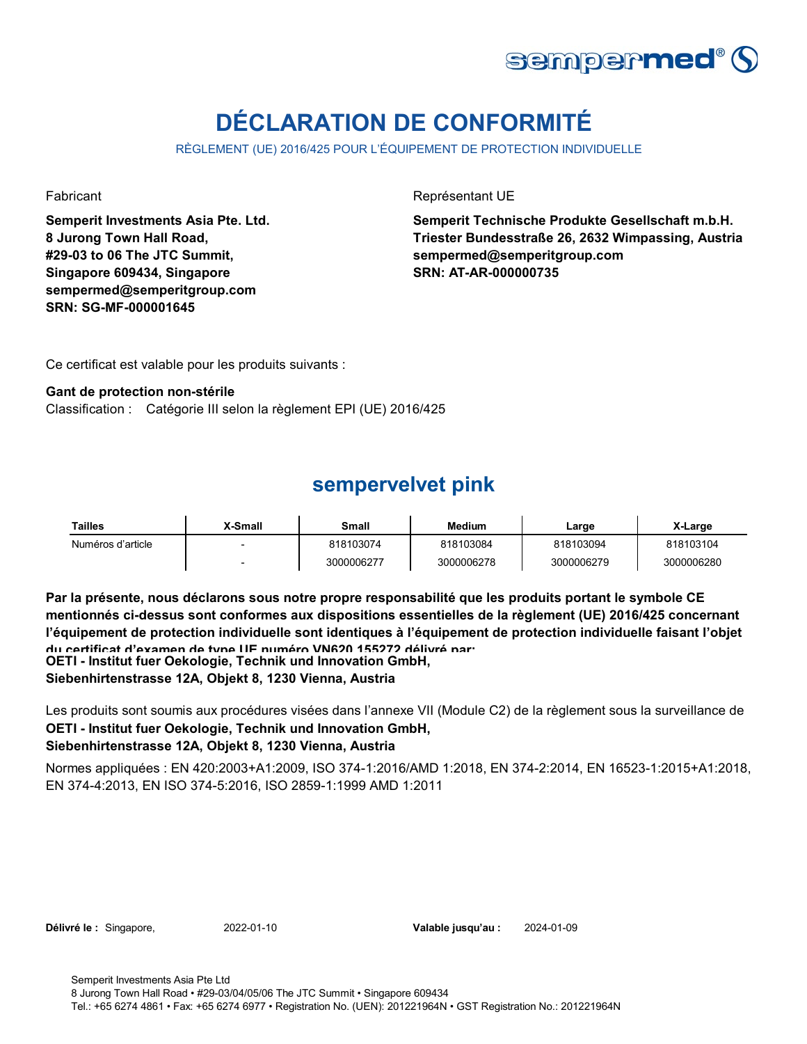# DÉCLARATION DE CONFORMITÉ

RÈGLEMENT (UE) 2016/425 POUR L'ÉQUIPEMENT DE PROTECTION INDIVIDUELLE

Fabricant

**Semperit Investments Asia Pte. Ltd.**
**8 Jurong Town Hall Road,**
**#29-03 to 06 The JTC Summit,**
**Singapore 609434, Singapore**
**sempermed@semperitgroup.com**
**SRN: SG-MF-000001645**

Représentant UE

**Semperit Technische Produkte Gesellschaft m.b.H.**
**Triester Bundesstraße 26, 2632 Wimpassing, Austria**
**sempermed@semperitgroup.com**
**SRN: AT-AR-000000735**

Ce certificat est valable pour les produits suivants :

**Gant de protection non-stérile**
Classification : Catégorie III selon la règlement EPI (UE) 2016/425

## sempervelvet pink

| Tailles | X-Small | Small | Medium | Large | X-Large |
|---|---|---|---|---|---|
| Numéros d'article | - | 818103074 | 818103084 | 818103094 | 818103104 |
| | - | 3000006277 | 3000006278 | 3000006279 | 3000006280 |

**Par la présente, nous déclarons sous notre propre responsabilité que les produits portant le symbole CE mentionnés ci-dessus sont conformes aux dispositions essentielles de la règlement (UE) 2016/425 concernant l'équipement de protection individuelle sont identiques à l'équipement de protection individuelle faisant l'objet du certificat d'examen de type UE numéro VN620 155272 délivré par:**
**OETI - Institut fuer Oekologie, Technik und Innovation GmbH,**
**Siebenhirtenstrasse 12A, Objekt 8, 1230 Vienna, Austria**

Les produits sont soumis aux procédures visées dans l'annexe VII (Module C2) de la règlement sous la surveillance de
**OETI - Institut fuer Oekologie, Technik und Innovation GmbH,**
**Siebenhirtenstrasse 12A, Objekt 8, 1230 Vienna, Austria**

Normes appliquées : EN 420:2003+A1:2009, ISO 374-1:2016/AMD 1:2018, EN 374-2:2014, EN 16523-1:2015+A1:2018, EN 374-4:2013, EN ISO 374-5:2016, ISO 2859-1:1999 AMD 1:2011

**Délivré le :** Singapore, 2022-01-10 **Valable jusqu'au :** 2024-01-09

Semperit Investments Asia Pte Ltd
8 Jurong Town Hall Road • #29-03/04/05/06 The JTC Summit • Singapore 609434
Tel.: +65 6274 4861 • Fax: +65 6274 6977 • Registration No. (UEN): 201221964N • GST Registration No.: 201221964N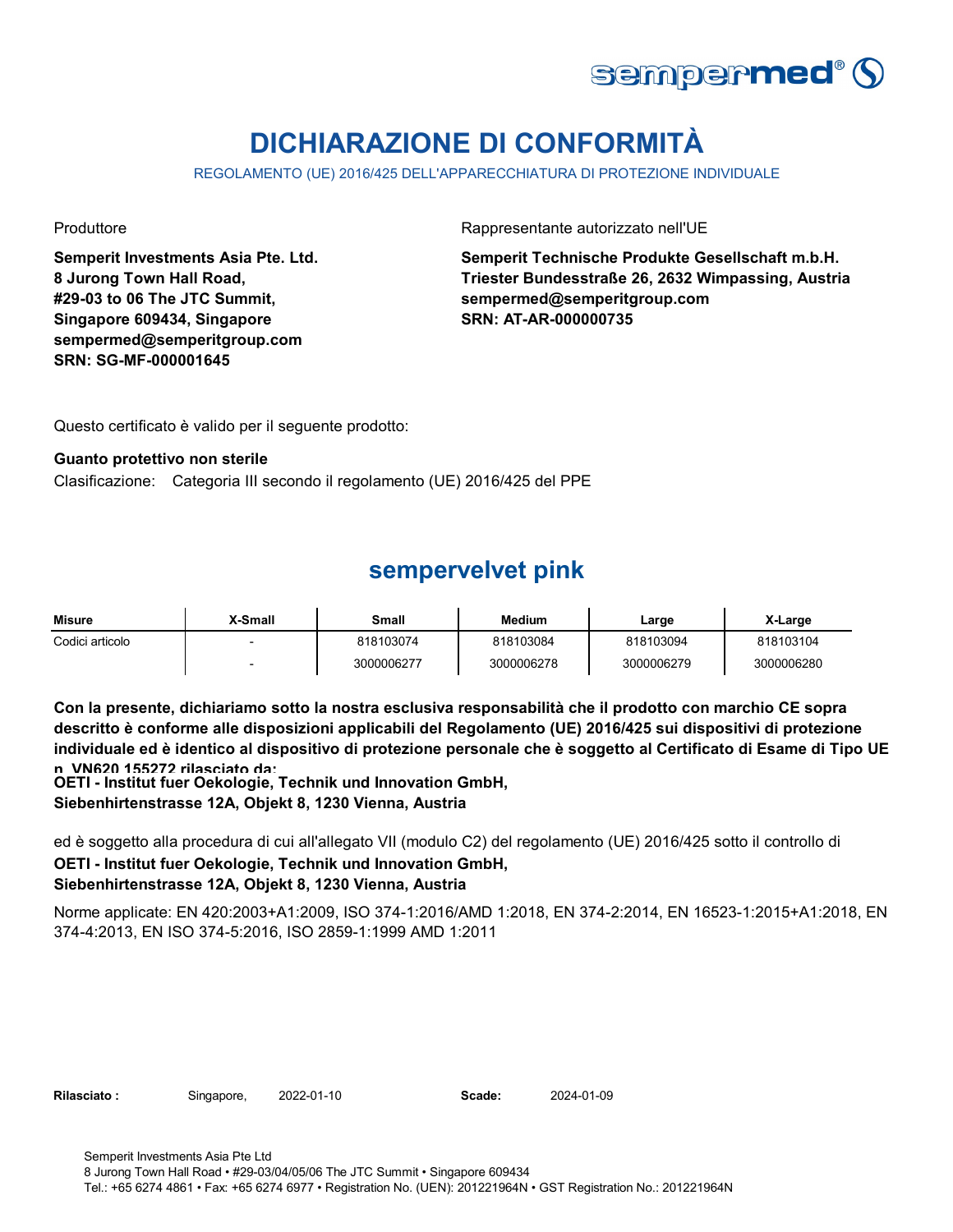# DICHIARAZIONE DI CONFORMITÀ

REGOLAMENTO (UE) 2016/425 DELL'APPARECCHIATURA DI PROTEZIONE INDIVIDUALE

Produttore

**Semperit Investments Asia Pte. Ltd.**
**8 Jurong Town Hall Road,**
**#29-03 to 06 The JTC Summit,**
**Singapore 609434, Singapore**
**sempermed@semperitgroup.com**
**SRN: SG-MF-000001645**

Rappresentante autorizzato nell'UE

**Semperit Technische Produkte Gesellschaft m.b.H.**
**Triester Bundesstraße 26, 2632 Wimpassing, Austria**
**sempermed@semperitgroup.com**
**SRN: AT-AR-000000735**

Questo certificato è valido per il seguente prodotto:

**Guanto protettivo non sterile**
Clasificazione: Categoria III secondo il regolamento (UE) 2016/425 del PPE

## sempervelvet pink

| Misure | X-Small | Small | Medium | Large | X-Large |
|---|---|---|---|---|---|
| Codici articolo | - | 818103074 | 818103084 | 818103094 | 818103104 |
| | - | 3000006277 | 3000006278 | 3000006279 | 3000006280 |

**Con la presente, dichiariamo sotto la nostra esclusiva responsabilità che il prodotto con marchio CE sopra descritto è conforme alle disposizioni applicabili del Regolamento (UE) 2016/425 sui dispositivi di protezione individuale ed è identico al dispositivo di protezione personale che è soggetto al Certificato di Esame di Tipo UE n. VN620 155272 rilasciato da:**
**OETI - Institut fuer Oekologie, Technik und Innovation GmbH,**
**Siebenhirtenstrasse 12A, Objekt 8, 1230 Vienna, Austria**

ed è soggetto alla procedura di cui all'allegato VII (modulo C2) del regolamento (UE) 2016/425 sotto il controllo di
**OETI - Institut fuer Oekologie, Technik und Innovation GmbH,**
**Siebenhirtenstrasse 12A, Objekt 8, 1230 Vienna, Austria**

Norme applicate: EN 420:2003+A1:2009, ISO 374-1:2016/AMD 1:2018, EN 374-2:2014, EN 16523-1:2015+A1:2018, EN 374-4:2013, EN ISO 374-5:2016, ISO 2859-1:1999 AMD 1:2011

**Rilasciato :** Singapore, 2022-01-10 **Scade:** 2024-01-09

Semperit Investments Asia Pte Ltd
8 Jurong Town Hall Road • #29-03/04/05/06 The JTC Summit • Singapore 609434
Tel.: +65 6274 4861 • Fax: +65 6274 6977 • Registration No. (UEN): 201221964N • GST Registration No.: 201221964N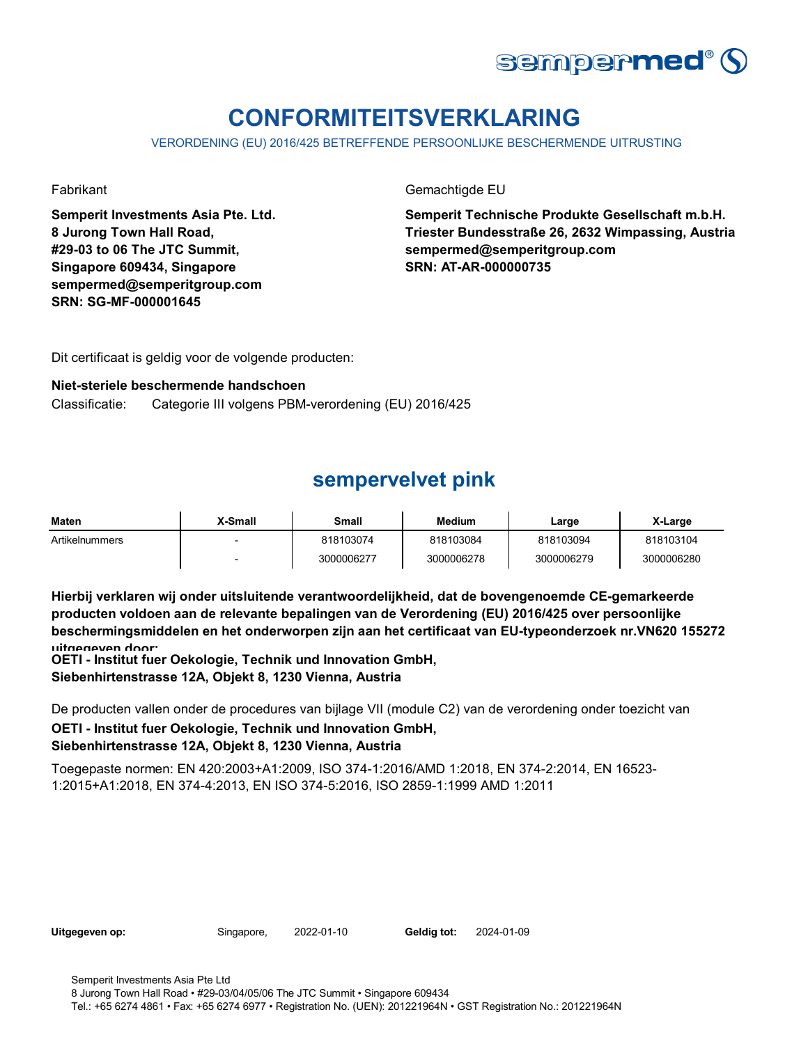sempermed®

# CONFORMITEITSVERKLARING

VERORDENING (EU) 2016/425 BETREFFENDE PERSOONLIJKE BESCHERMENDE UITRUSTING

Fabrikant

**Semperit Investments Asia Pte. Ltd.**
**8 Jurong Town Hall Road,**
**#29-03 to 06 The JTC Summit,**
**Singapore 609434, Singapore**
**sempermed@semperitgroup.com**
**SRN: SG-MF-000001645**

Gemachtigde EU

**Semperit Technische Produkte Gesellschaft m.b.H.**
**Triester Bundesstraße 26, 2632 Wimpassing, Austria**
**sempermed@semperitgroup.com**
**SRN: AT-AR-000000735**

Dit certificaat is geldig voor de volgende producten:

**Niet-steriele beschermende handschoen**

Classificatie: Categorie III volgens PBM-verordening (EU) 2016/425

## sempervelvet pink

| Maten | X-Small | Small | Medium | Large | X-Large |
|---|---|---|---|---|---|
| Artikelnummers | - | 818103074 | 818103084 | 818103094 | 818103104 |
| | - | 3000006277 | 3000006278 | 3000006279 | 3000006280 |

**Hierbij verklaren wij onder uitsluitende verantwoordelijkheid, dat de bovengenoemde CE-gemarkeerde producten voldoen aan de relevante bepalingen van de Verordening (EU) 2016/425 over persoonlijke beschermingsmiddelen en het onderworpen zijn aan het certificaat van EU-typeonderzoek nr.VN620 155272 uitgegeven door:**

**OETI - Institut fuer Oekologie, Technik und Innovation GmbH,**
**Siebenhirtenstrasse 12A, Objekt 8, 1230 Vienna, Austria**

De producten vallen onder de procedures van bijlage VII (module C2) van de verordening onder toezicht van

**OETI - Institut fuer Oekologie, Technik und Innovation GmbH,**
**Siebenhirtenstrasse 12A, Objekt 8, 1230 Vienna, Austria**

Toegepaste normen: EN 420:2003+A1:2009, ISO 374-1:2016/AMD 1:2018, EN 374-2:2014, EN 16523-1:2015+A1:2018, EN 374-4:2013, EN ISO 374-5:2016, ISO 2859-1:1999 AMD 1:2011

**Uitgegeven op:** Singapore, 2022-01-10 **Geldig tot:** 2024-01-09

Semperit Investments Asia Pte Ltd
8 Jurong Town Hall Road • #29-03/04/05/06 The JTC Summit • Singapore 609434
Tel.: +65 6274 4861 • Fax: +65 6274 6977 • Registration No. (UEN): 201221964N • GST Registration No.: 201221964N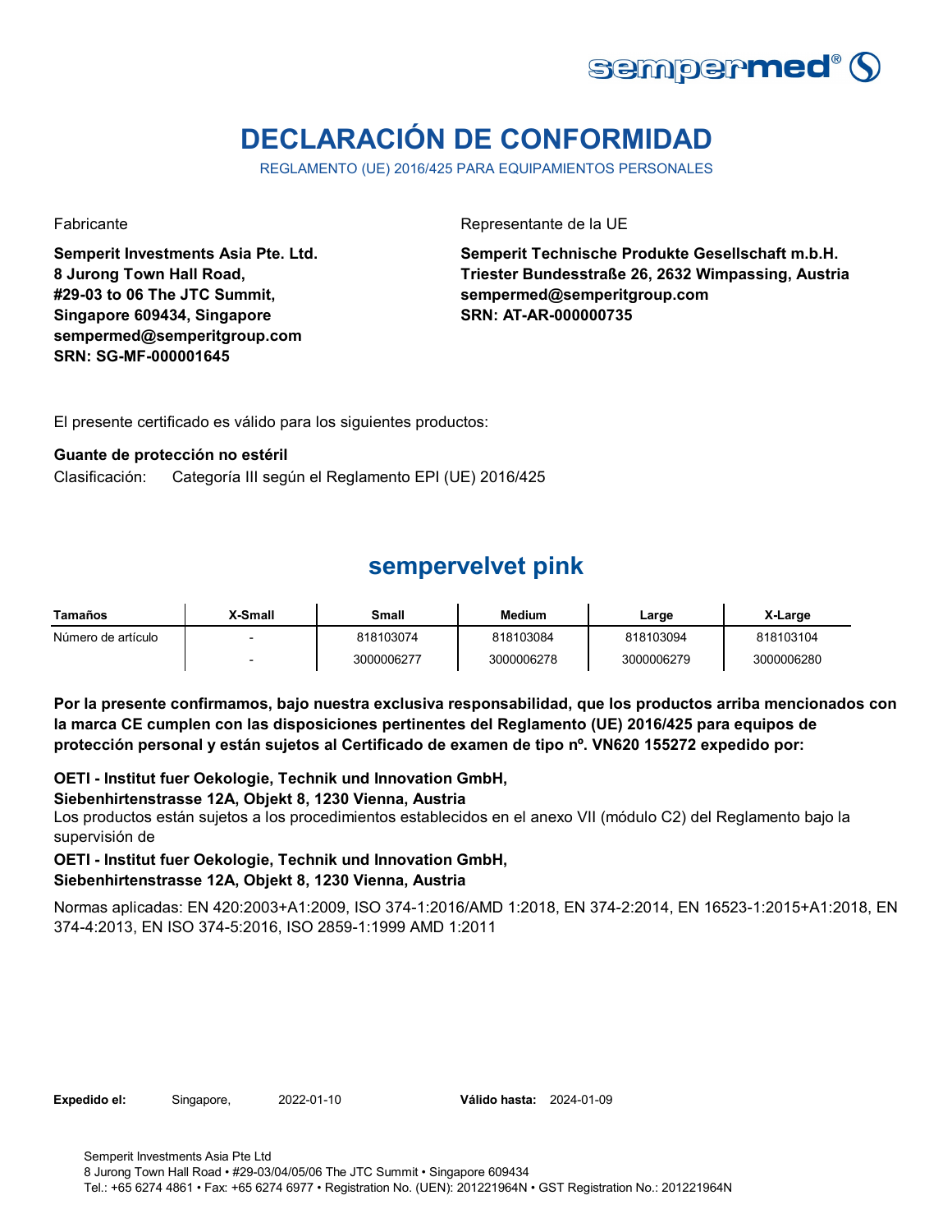# DECLARACIÓN DE CONFORMIDAD

REGLAMENTO (UE) 2016/425 PARA EQUIPAMIENTOS PERSONALES

Fabricante

**Semperit Investments Asia Pte. Ltd.**
**8 Jurong Town Hall Road,**
**#29-03 to 06 The JTC Summit,**
**Singapore 609434, Singapore**
**sempermed@semperitgroup.com**
**SRN: SG-MF-000001645**

Representante de la UE

**Semperit Technische Produkte Gesellschaft m.b.H.**
**Triester Bundesstraße 26, 2632 Wimpassing, Austria**
**sempermed@semperitgroup.com**
**SRN: AT-AR-000000735**

El presente certificado es válido para los siguientes productos:

**Guante de protección no estéril**

Clasificación: Categoría III según el Reglamento EPI (UE) 2016/425

## sempervelvet pink

| Tamaños | X-Small | Small | Medium | Large | X-Large |
|---|---|---|---|---|---|
| Número de artículo | - | 818103074 | 818103084 | 818103094 | 818103104 |
| | - | 3000006277 | 3000006278 | 3000006279 | 3000006280 |

**Por la presente confirmamos, bajo nuestra exclusiva responsabilidad, que los productos arriba mencionados con la marca CE cumplen con las disposiciones pertinentes del Reglamento (UE) 2016/425 para equipos de protección personal y están sujetos al Certificado de examen de tipo nº. VN620 155272 expedido por:**

**OETI - Institut fuer Oekologie, Technik und Innovation GmbH,**
**Siebenhirtenstrasse 12A, Objekt 8, 1230 Vienna, Austria**

Los productos están sujetos a los procedimientos establecidos en el anexo VII (módulo C2) del Reglamento bajo la supervisión de

**OETI - Institut fuer Oekologie, Technik und Innovation GmbH,**
**Siebenhirtenstrasse 12A, Objekt 8, 1230 Vienna, Austria**

Normas aplicadas: EN 420:2003+A1:2009, ISO 374-1:2016/AMD 1:2018, EN 374-2:2014, EN 16523-1:2015+A1:2018, EN 374-4:2013, EN ISO 374-5:2016, ISO 2859-1:1999 AMD 1:2011

**Expedido el:** Singapore, 2022-01-10 **Válido hasta:** 2024-01-09

Semperit Investments Asia Pte Ltd
8 Jurong Town Hall Road • #29-03/04/05/06 The JTC Summit • Singapore 609434
Tel.: +65 6274 4861 • Fax: +65 6274 6977 • Registration No. (UEN): 201221964N • GST Registration No.: 201221964N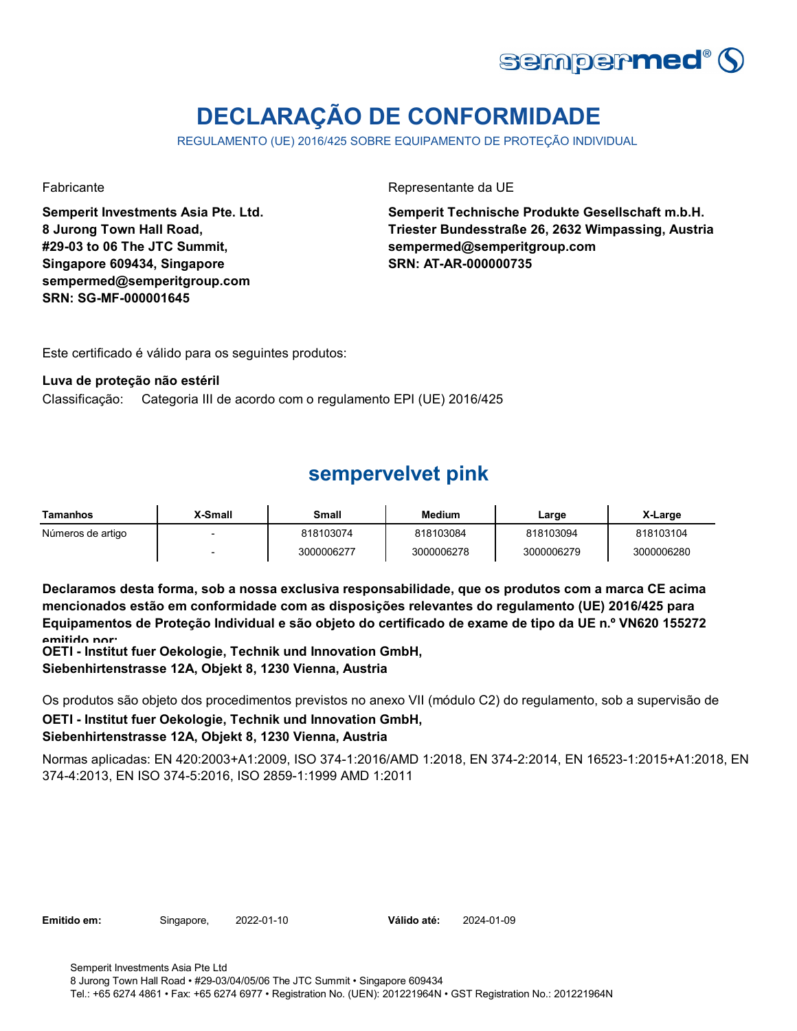sempermed®

# DECLARAÇÃO DE CONFORMIDADE

REGULAMENTO (UE) 2016/425 SOBRE EQUIPAMENTO DE PROTEÇÃO INDIVIDUAL

Fabricante

**Semperit Investments Asia Pte. Ltd.**
**8 Jurong Town Hall Road,**
**#29-03 to 06 The JTC Summit,**
**Singapore 609434, Singapore**
**sempermed@semperitgroup.com**
**SRN: SG-MF-000001645**

Representante da UE

**Semperit Technische Produkte Gesellschaft m.b.H.**
**Triester Bundesstraße 26, 2632 Wimpassing, Austria**
**sempermed@semperitgroup.com**
**SRN: AT-AR-000000735**

Este certificado é válido para os seguintes produtos:

**Luva de proteção não estéril**

Classificação: Categoria III de acordo com o regulamento EPI (UE) 2016/425

## sempervelvet pink

| Tamanhos | X-Small | Small | Medium | Large | X-Large |
|---|---|---|---|---|---|
| Números de artigo | - | 818103074 | 818103084 | 818103094 | 818103104 |
| | - | 3000006277 | 3000006278 | 3000006279 | 3000006280 |

**Declaramos desta forma, sob a nossa exclusiva responsabilidade, que os produtos com a marca CE acima mencionados estão em conformidade com as disposições relevantes do regulamento (UE) 2016/425 para Equipamentos de Proteção Individual e são objeto do certificado de exame de tipo da UE n.º VN620 155272 emitido por:**
**OETI - Institut fuer Oekologie, Technik und Innovation GmbH,**
**Siebenhirtenstrasse 12A, Objekt 8, 1230 Vienna, Austria**

Os produtos são objeto dos procedimentos previstos no anexo VII (módulo C2) do regulamento, sob a supervisão de
**OETI - Institut fuer Oekologie, Technik und Innovation GmbH,**
**Siebenhirtenstrasse 12A, Objekt 8, 1230 Vienna, Austria**

Normas aplicadas: EN 420:2003+A1:2009, ISO 374-1:2016/AMD 1:2018, EN 374-2:2014, EN 16523-1:2015+A1:2018, EN 374-4:2013, EN ISO 374-5:2016, ISO 2859-1:1999 AMD 1:2011

**Emitido em:** Singapore, 2022-01-10 **Válido até:** 2024-01-09

Semperit Investments Asia Pte Ltd
8 Jurong Town Hall Road • #29-03/04/05/06 The JTC Summit • Singapore 609434
Tel.: +65 6274 4861 • Fax: +65 6274 6977 • Registration No. (UEN): 201221964N • GST Registration No.: 201221964N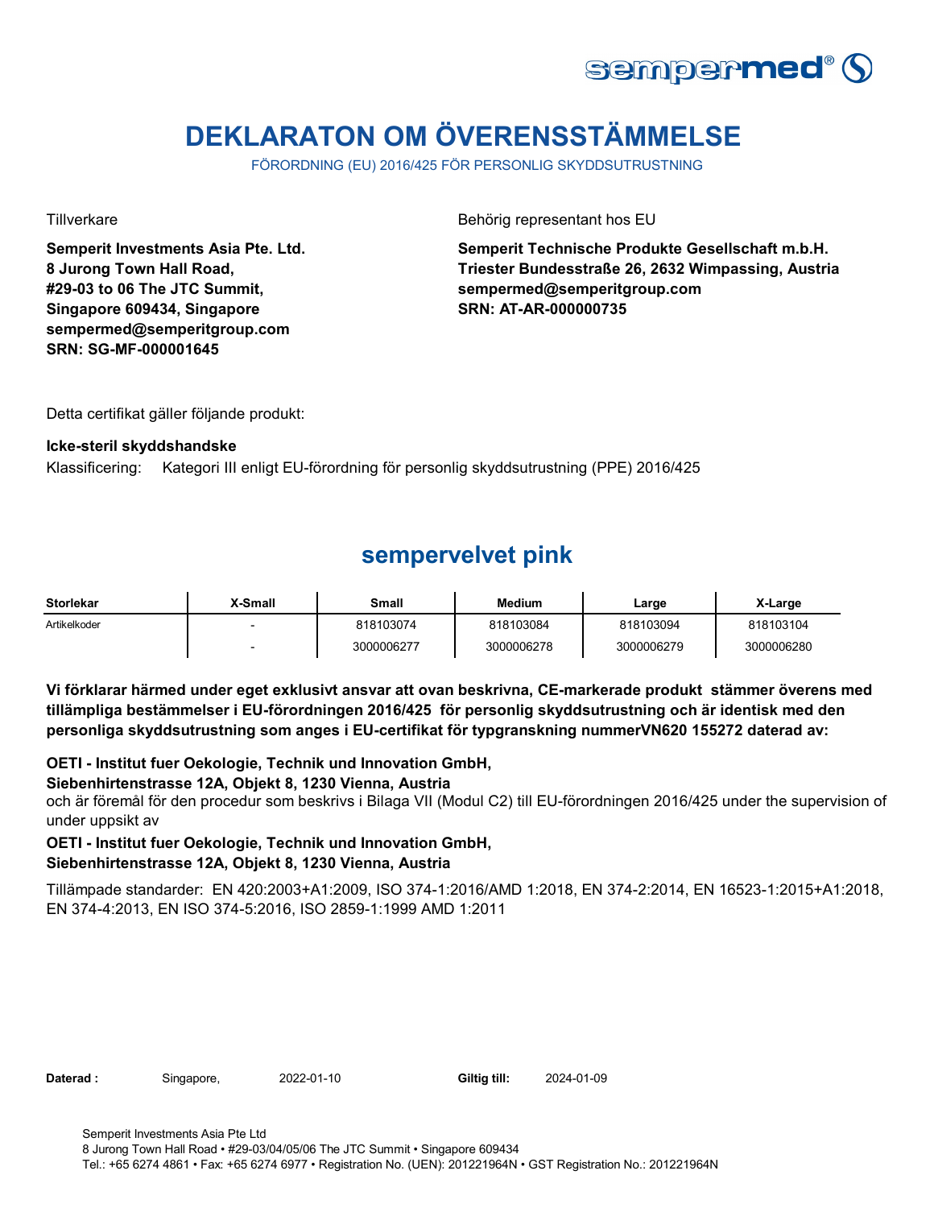# DEKLARATON OM ÖVERENSSTÄMMELSE

FÖRORDNING (EU) 2016/425 FÖR PERSONLIG SKYDDSUTRUSTNING

Tillverkare

**Semperit Investments Asia Pte. Ltd.**
**8 Jurong Town Hall Road,**
**#29-03 to 06 The JTC Summit,**
**Singapore 609434, Singapore**
**sempermed@semperitgroup.com**
**SRN: SG-MF-000001645**

Behörig representant hos EU

**Semperit Technische Produkte Gesellschaft m.b.H.**
**Triester Bundesstraße 26, 2632 Wimpassing, Austria**
**sempermed@semperitgroup.com**
**SRN: AT-AR-000000735**

Detta certifikat gäller följande produkt:

**Icke-steril skyddshandske**

Klassificering: Kategori III enligt EU-förordning för personlig skyddsutrustning (PPE) 2016/425

## sempervelvet pink

| Storlekar | X-Small | Small | Medium | Large | X-Large |
|---|---|---|---|---|---|
| Artikelkoder | - | 818103074 | 818103084 | 818103094 | 818103104 |
| | - | 3000006277 | 3000006278 | 3000006279 | 3000006280 |

**Vi förklarar härmed under eget exklusivt ansvar att ovan beskrivna, CE-markerade produkt stämmer överens med tillämpliga bestämmelser i EU-förordningen 2016/425 för personlig skyddsutrustning och är identisk med den personliga skyddsutrustning som anges i EU-certifikat för typgranskning nummerVN620 155272 daterad av:**

**OETI - Institut fuer Oekologie, Technik und Innovation GmbH,**
**Siebenhirtenstrasse 12A, Objekt 8, 1230 Vienna, Austria**

och är föremål för den procedur som beskrivs i Bilaga VII (Modul C2) till EU-förordningen 2016/425 under the supervision of under uppsikt av

**OETI - Institut fuer Oekologie, Technik und Innovation GmbH,**
**Siebenhirtenstrasse 12A, Objekt 8, 1230 Vienna, Austria**

Tillämpade standarder: EN 420:2003+A1:2009, ISO 374-1:2016/AMD 1:2018, EN 374-2:2014, EN 16523-1:2015+A1:2018, EN 374-4:2013, EN ISO 374-5:2016, ISO 2859-1:1999 AMD 1:2011

**Daterad :** Singapore, 2022-01-10 **Giltig till:** 2024-01-09

Semperit Investments Asia Pte Ltd
8 Jurong Town Hall Road • #29-03/04/05/06 The JTC Summit • Singapore 609434
Tel.: +65 6274 4861 • Fax: +65 6274 6977 • Registration No. (UEN): 201221964N • GST Registration No.: 201221964N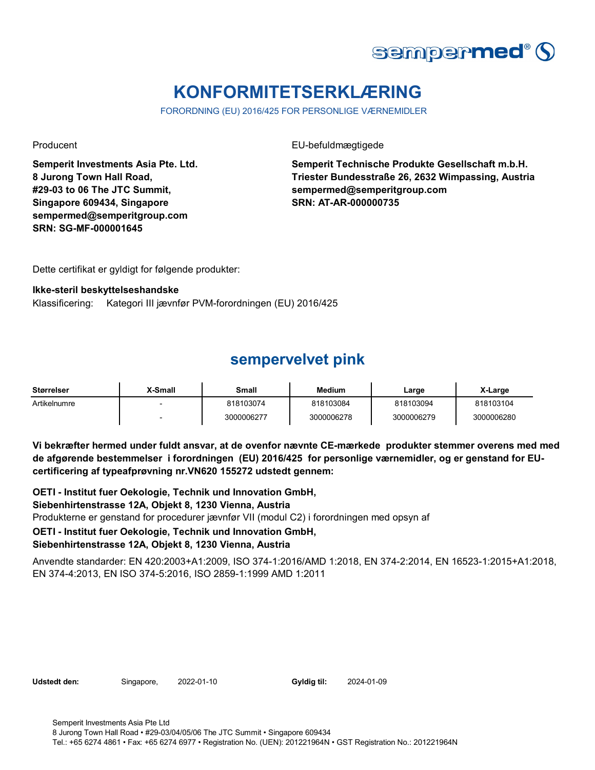# KONFORMITETSERKLÆRING

FORORDNING (EU) 2016/425 FOR PERSONLIGE VÆRNEMIDLER

Producent

**Semperit Investments Asia Pte. Ltd.**
**8 Jurong Town Hall Road,**
**#29-03 to 06 The JTC Summit,**
**Singapore 609434, Singapore**
**sempermed@semperitgroup.com**
**SRN: SG-MF-000001645**

EU-befuldmægtigede

**Semperit Technische Produkte Gesellschaft m.b.H.**
**Triester Bundesstraße 26, 2632 Wimpassing, Austria**
**sempermed@semperitgroup.com**
**SRN: AT-AR-000000735**

Dette certifikat er gyldigt for følgende produkter:

**Ikke-steril beskyttelseshandske**

Klassificering: Kategori III jævnfør PVM-forordningen (EU) 2016/425

## sempervelvet pink

| Størrelser | X-Small | Small | Medium | Large | X-Large |
|---|---|---|---|---|---|
| Artikelnumre | - | 818103074 | 818103084 | 818103094 | 818103104 |
| | - | 3000006277 | 3000006278 | 3000006279 | 3000006280 |

**Vi bekræfter hermed under fuldt ansvar, at de ovenfor nævnte CE-mærkede produkter stemmer overens med med de afgørende bestemmelser i forordningen (EU) 2016/425 for personlige værnemidler, og er genstand for EU-certificering af typeafprøvning nr.VN620 155272 udstedt gennem:**

**OETI - Institut fuer Oekologie, Technik und Innovation GmbH,**
**Siebenhirtenstrasse 12A, Objekt 8, 1230 Vienna, Austria**

Produkterne er genstand for procedurer jævnfør VII (modul C2) i forordningen med opsyn af

**OETI - Institut fuer Oekologie, Technik und Innovation GmbH,**
**Siebenhirtenstrasse 12A, Objekt 8, 1230 Vienna, Austria**

Anvendte standarder: EN 420:2003+A1:2009, ISO 374-1:2016/AMD 1:2018, EN 374-2:2014, EN 16523-1:2015+A1:2018, EN 374-4:2013, EN ISO 374-5:2016, ISO 2859-1:1999 AMD 1:2011

**Udstedt den:** Singapore, 2022-01-10 **Gyldig til:** 2024-01-09

Semperit Investments Asia Pte Ltd
8 Jurong Town Hall Road • #29-03/04/05/06 The JTC Summit • Singapore 609434
Tel.: +65 6274 4861 • Fax: +65 6274 6977 • Registration No. (UEN): 201221964N • GST Registration No.: 201221964N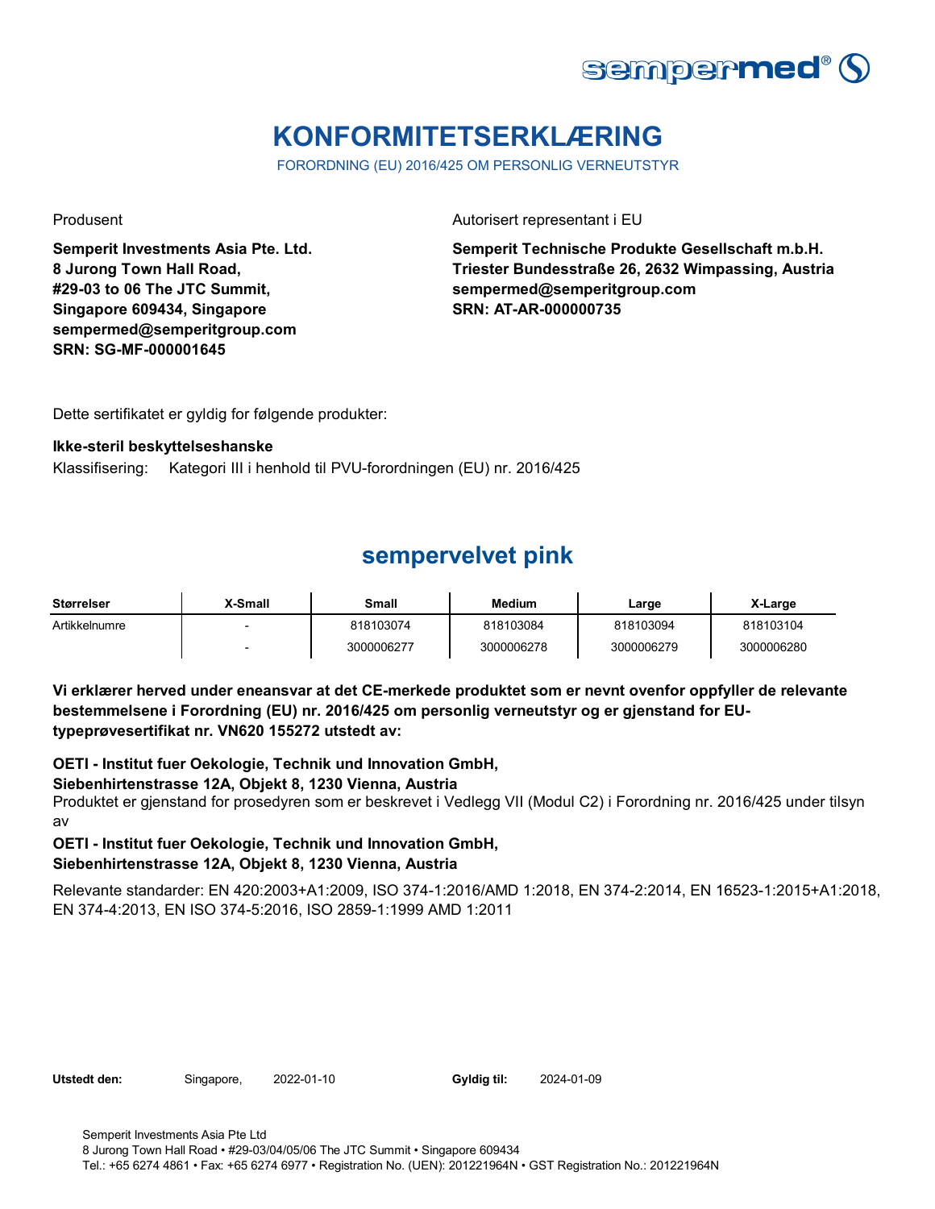# KONFORMITETSERKLÆRING

FORORDNING (EU) 2016/425 OM PERSONLIG VERNEUTSTYR

Produsent

**Semperit Investments Asia Pte. Ltd.**
**8 Jurong Town Hall Road,**
**#29-03 to 06 The JTC Summit,**
**Singapore 609434, Singapore**
**sempermed@semperitgroup.com**
**SRN: SG-MF-000001645**

Autorisert representant i EU

**Semperit Technische Produkte Gesellschaft m.b.H.**
**Triester Bundesstraße 26, 2632 Wimpassing, Austria**
**sempermed@semperitgroup.com**
**SRN: AT-AR-000000735**

Dette sertifikatet er gyldig for følgende produkter:

**Ikke-steril beskyttelseshanske**

Klassifisering: Kategori III i henhold til PVU-forordningen (EU) nr. 2016/425

## sempervelvet pink

| Størrelser | X-Small | Small | Medium | Large | X-Large |
|---|---|---|---|---|---|
| Artikkelnumre | - | 818103074 | 818103084 | 818103094 | 818103104 |
| | - | 3000006277 | 3000006278 | 3000006279 | 3000006280 |

**Vi erklærer herved under eneansvar at det CE-merkede produktet som er nevnt ovenfor oppfyller de relevante bestemmelsene i Forordning (EU) nr. 2016/425 om personlig verneutstyr og er gjenstand for EU-typeprøvesertifikat nr. VN620 155272 utstedt av:**

**OETI - Institut fuer Oekologie, Technik und Innovation GmbH,**
**Siebenhirtenstrasse 12A, Objekt 8, 1230 Vienna, Austria**

Produktet er gjenstand for prosedyren som er beskrevet i Vedlegg VII (Modul C2) i Forordning nr. 2016/425 under tilsyn av

**OETI - Institut fuer Oekologie, Technik und Innovation GmbH,**
**Siebenhirtenstrasse 12A, Objekt 8, 1230 Vienna, Austria**

Relevante standarder: EN 420:2003+A1:2009, ISO 374-1:2016/AMD 1:2018, EN 374-2:2014, EN 16523-1:2015+A1:2018, EN 374-4:2013, EN ISO 374-5:2016, ISO 2859-1:1999 AMD 1:2011

**Utstedt den:** Singapore, 2022-01-10 **Gyldig til:** 2024-01-09

Semperit Investments Asia Pte Ltd
8 Jurong Town Hall Road • #29-03/04/05/06 The JTC Summit • Singapore 609434
Tel.: +65 6274 4861 • Fax: +65 6274 6977 • Registration No. (UEN): 201221964N • GST Registration No.: 201221964N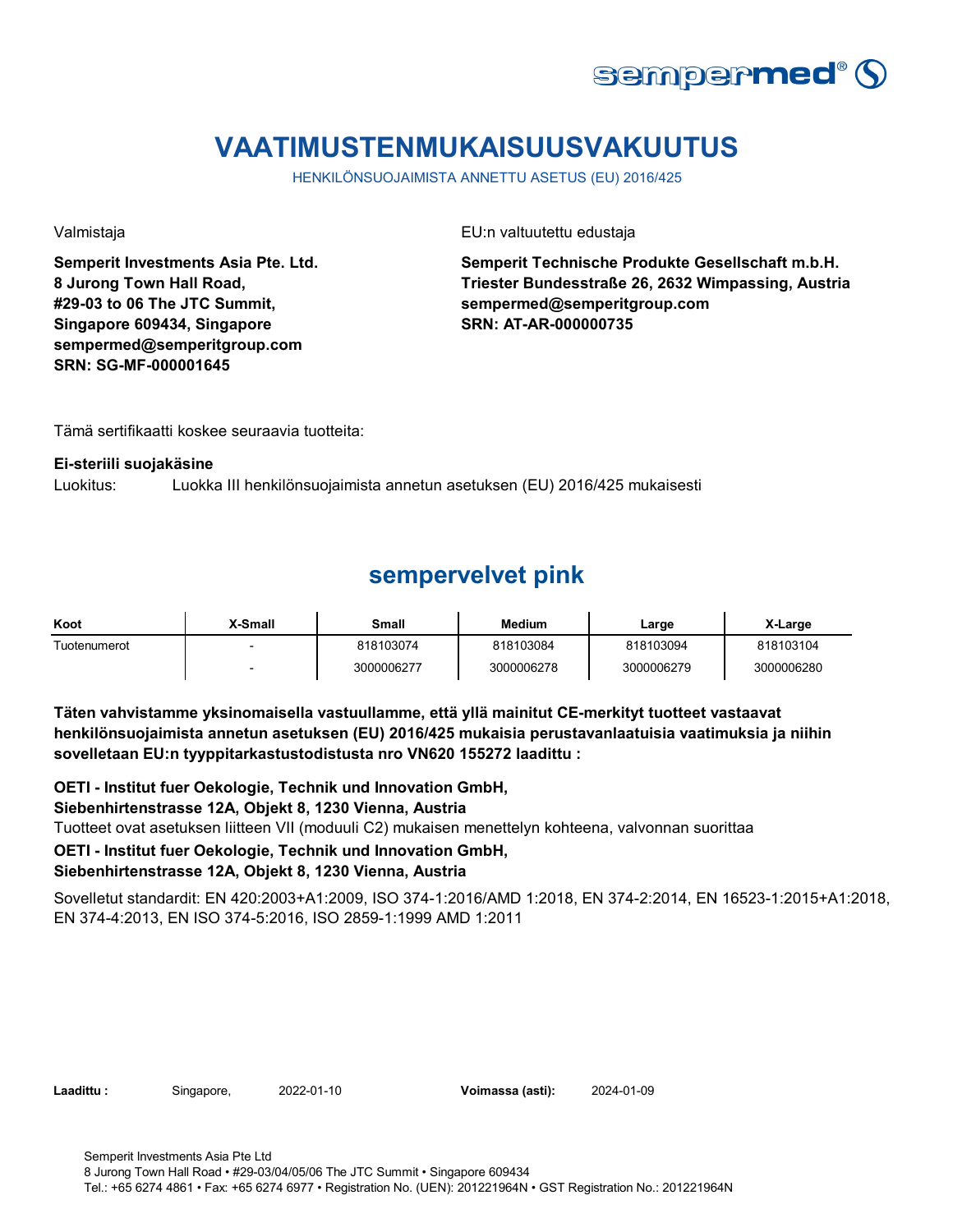# VAATIMUSTENMUKAISUUSVAKUUTUS

HENKILÖNSUOJAIMISTA ANNETTU ASETUS (EU) 2016/425

Valmistaja

**Semperit Investments Asia Pte. Ltd.**
**8 Jurong Town Hall Road,**
**#29-03 to 06 The JTC Summit,**
**Singapore 609434, Singapore**
**sempermed@semperitgroup.com**
**SRN: SG-MF-000001645**

EU:n valtuutettu edustaja

**Semperit Technische Produkte Gesellschaft m.b.H.**
**Triester Bundesstraße 26, 2632 Wimpassing, Austria**
**sempermed@semperitgroup.com**
**SRN: AT-AR-000000735**

Tämä sertifikaatti koskee seuraavia tuotteita:

**Ei-steriili suojakäsine**

Luokitus: Luokka III henkilönsuojaimista annetun asetuksen (EU) 2016/425 mukaisesti

## sempervelvet pink

| Koot | X-Small | Small | Medium | Large | X-Large |
|---|---|---|---|---|---|
| Tuotenumerot | - | 818103074 | 818103084 | 818103094 | 818103104 |
| | - | 3000006277 | 3000006278 | 3000006279 | 3000006280 |

**Täten vahvistamme yksinomaisella vastuullamme, että yllä mainitut CE-merkityt tuotteet vastaavat henkilönsuojaimista annetun asetuksen (EU) 2016/425 mukaisia perustavanlaatuisia vaatimuksia ja niihin sovelletaan EU:n tyyppitarkastustodistusta nro VN620 155272 laadittu :**

**OETI - Institut fuer Oekologie, Technik und Innovation GmbH,**
**Siebenhirtenstrasse 12A, Objekt 8, 1230 Vienna, Austria**

Tuotteet ovat asetuksen liitteen VII (moduuli C2) mukaisen menettelyn kohteena, valvonnan suorittaa

**OETI - Institut fuer Oekologie, Technik und Innovation GmbH,**
**Siebenhirtenstrasse 12A, Objekt 8, 1230 Vienna, Austria**

Sovelletut standardit: EN 420:2003+A1:2009, ISO 374-1:2016/AMD 1:2018, EN 374-2:2014, EN 16523-1:2015+A1:2018, EN 374-4:2013, EN ISO 374-5:2016, ISO 2859-1:1999 AMD 1:2011

**Laadittu :** Singapore, 2022-01-10 **Voimassa (asti):** 2024-01-09

Semperit Investments Asia Pte Ltd
8 Jurong Town Hall Road • #29-03/04/05/06 The JTC Summit • Singapore 609434
Tel.: +65 6274 4861 • Fax: +65 6274 6977 • Registration No. (UEN): 201221964N • GST Registration No.: 201221964N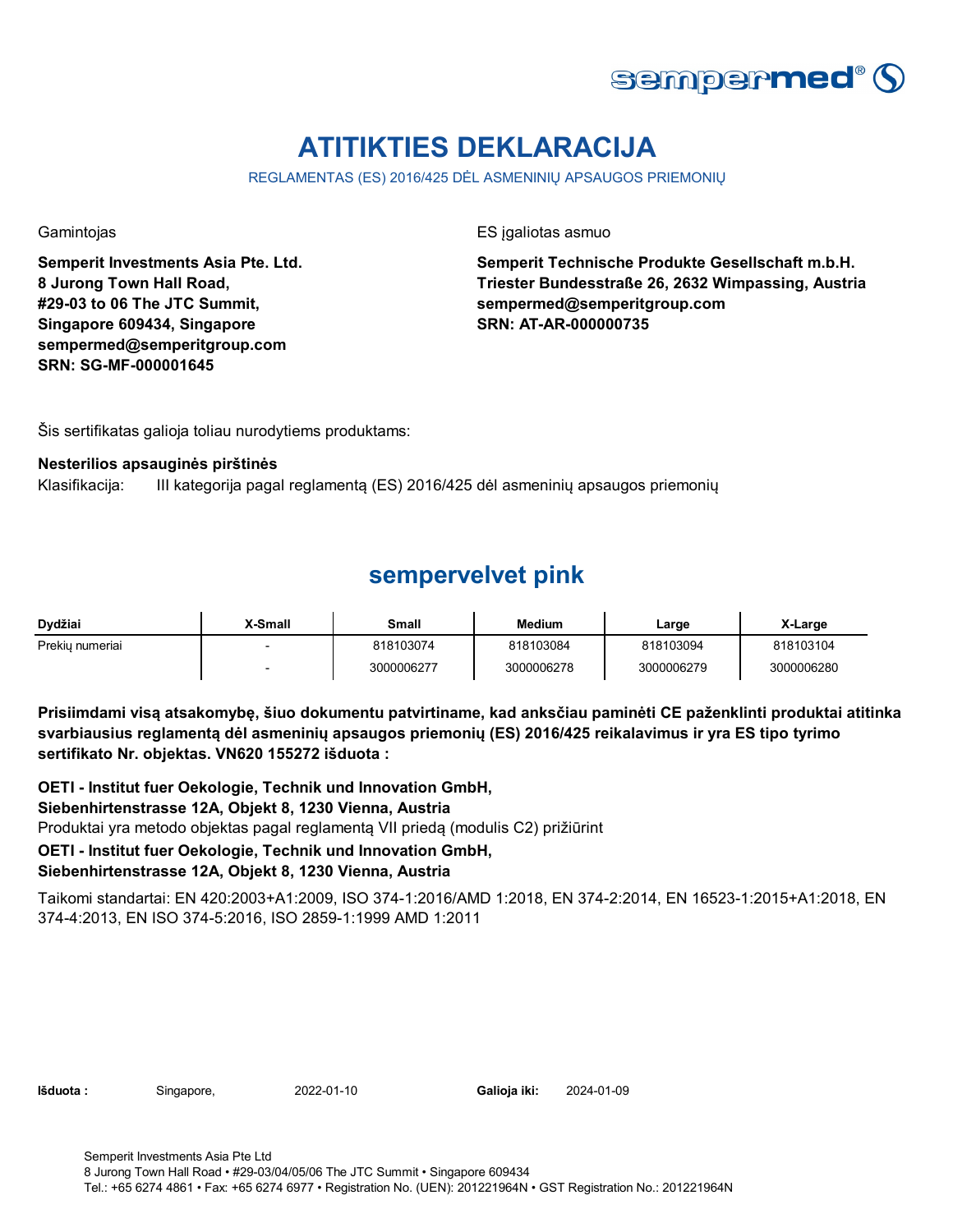# ATITIKTIES DEKLARACIJA

REGLAMENTAS (ES) 2016/425 DĖL ASMENINIŲ APSAUGOS PRIEMONIŲ

Gamintojas

**Semperit Investments Asia Pte. Ltd.**
**8 Jurong Town Hall Road,**
**#29-03 to 06 The JTC Summit,**
**Singapore 609434, Singapore**
**sempermed@semperitgroup.com**
**SRN: SG-MF-000001645**

ES įgaliotas asmuo

**Semperit Technische Produkte Gesellschaft m.b.H.**
**Triester Bundesstraße 26, 2632 Wimpassing, Austria**
**sempermed@semperitgroup.com**
**SRN: AT-AR-000000735**

Šis sertifikatas galioja toliau nurodytiems produktams:

**Nesterilios apsauginės pirštinės**

Klasifikacija: III kategorija pagal reglamentą (ES) 2016/425 dėl asmeninių apsaugos priemonių

## sempervelvet pink

| Dydžiai | X-Small | Small | Medium | Large | X-Large |
|---|---|---|---|---|---|
| Prekių numeriai | - | 818103074 | 818103084 | 818103094 | 818103104 |
| | - | 3000006277 | 3000006278 | 3000006279 | 3000006280 |

**Prisiimdami visą atsakomybę, šiuo dokumentu patvirtiname, kad anksčiau paminėti CE paženklinti produktai atitinka svarbiausius reglamentą dėl asmeninių apsaugos priemonių (ES) 2016/425 reikalavimus ir yra ES tipo tyrimo sertifikato Nr. objektas. VN620 155272 išduota :**

**OETI - Institut fuer Oekologie, Technik und Innovation GmbH,**
**Siebenhirtenstrasse 12A, Objekt 8, 1230 Vienna, Austria**
Produktai yra metodo objektas pagal reglamentą VII priedą (modulis C2) prižiūrint
**OETI - Institut fuer Oekologie, Technik und Innovation GmbH,**
**Siebenhirtenstrasse 12A, Objekt 8, 1230 Vienna, Austria**

Taikomi standartai: EN 420:2003+A1:2009, ISO 374-1:2016/AMD 1:2018, EN 374-2:2014, EN 16523-1:2015+A1:2018, EN 374-4:2013, EN ISO 374-5:2016, ISO 2859-1:1999 AMD 1:2011

**Išduota :** Singapore, 2022-01-10 **Galioja iki:** 2024-01-09

Semperit Investments Asia Pte Ltd
8 Jurong Town Hall Road • #29-03/04/05/06 The JTC Summit • Singapore 609434
Tel.: +65 6274 4861 • Fax: +65 6274 6977 • Registration No. (UEN): 201221964N • GST Registration No.: 201221964N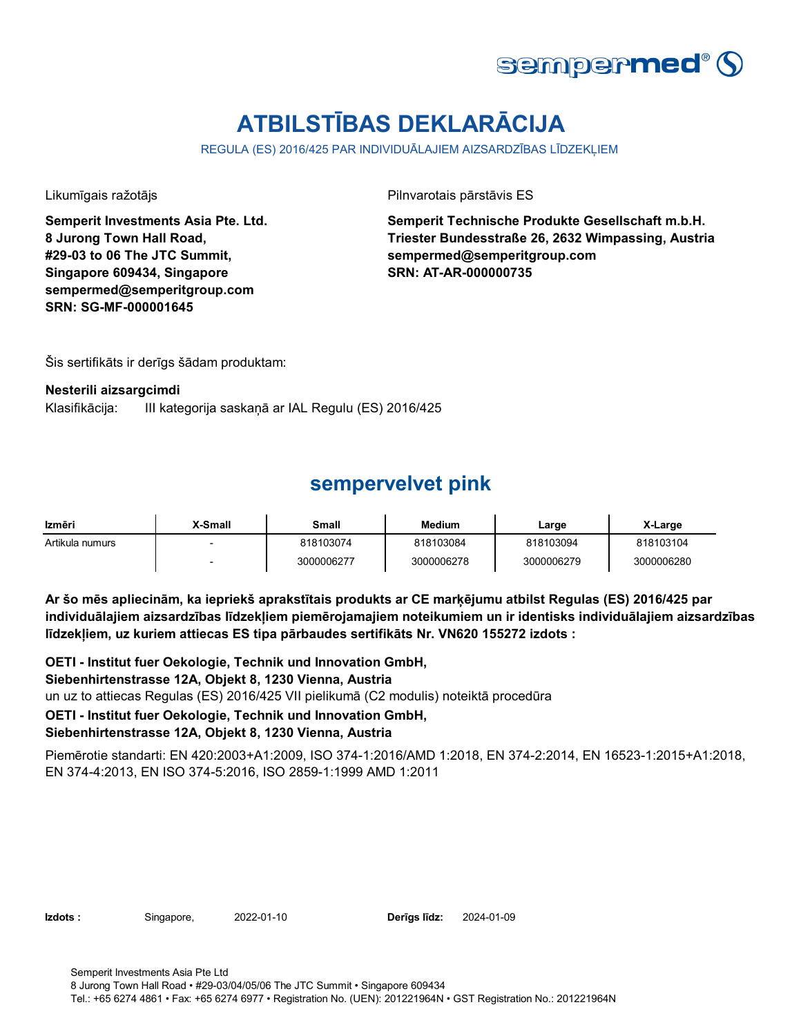# ATBILSTĪBAS DEKLARĀCIJA

REGULA (ES) 2016/425 PAR INDIVIDUĀLAJIEM AIZSARDZĪBAS LĪDZEKĻIEM

Likumīgais ražotājs

**Semperit Investments Asia Pte. Ltd.**
**8 Jurong Town Hall Road,**
**#29-03 to 06 The JTC Summit,**
**Singapore 609434, Singapore**
**sempermed@semperitgroup.com**
**SRN: SG-MF-000001645**

Pilnvarotais pārstāvis ES

**Semperit Technische Produkte Gesellschaft m.b.H.**
**Triester Bundesstraße 26, 2632 Wimpassing, Austria**
**sempermed@semperitgroup.com**
**SRN: AT-AR-000000735**

Šis sertifikāts ir derīgs šādam produktam:

**Nesterili aizsargcimdi**
Klasifikācija: III kategorija saskaņā ar IAL Regulu (ES) 2016/425

## sempervelvet pink

| Izmēri | X-Small | Small | Medium | Large | X-Large |
|---|---|---|---|---|---|
| Artikula numurs | - | 818103074 | 818103084 | 818103094 | 818103104 |
| | - | 3000006277 | 3000006278 | 3000006279 | 3000006280 |

**Ar šo mēs apliecinām, ka iepriekš aprakstītais produkts ar CE marķējumu atbilst Regulas (ES) 2016/425 par individuālajiem aizsardzības līdzekļiem piemērojamajiem noteikumiem un ir identisks individuālajiem aizsardzības līdzekļiem, uz kuriem attiecas ES tipa pārbaudes sertifikāts Nr. VN620 155272 izdots :**

**OETI - Institut fuer Oekologie, Technik und Innovation GmbH,**
**Siebenhirtenstrasse 12A, Objekt 8, 1230 Vienna, Austria**
un uz to attiecas Regulas (ES) 2016/425 VII pielikumā (C2 modulis) noteiktā procedūra
**OETI - Institut fuer Oekologie, Technik und Innovation GmbH,**
**Siebenhirtenstrasse 12A, Objekt 8, 1230 Vienna, Austria**

Piemērotie standarti: EN 420:2003+A1:2009, ISO 374-1:2016/AMD 1:2018, EN 374-2:2014, EN 16523-1:2015+A1:2018, EN 374-4:2013, EN ISO 374-5:2016, ISO 2859-1:1999 AMD 1:2011

**Izdots :** Singapore, 2022-01-10 **Derīgs līdz:** 2024-01-09

Semperit Investments Asia Pte Ltd
8 Jurong Town Hall Road • #29-03/04/05/06 The JTC Summit • Singapore 609434
Tel.: +65 6274 4861 • Fax: +65 6274 6977 • Registration No. (UEN): 201221964N • GST Registration No.: 201221964N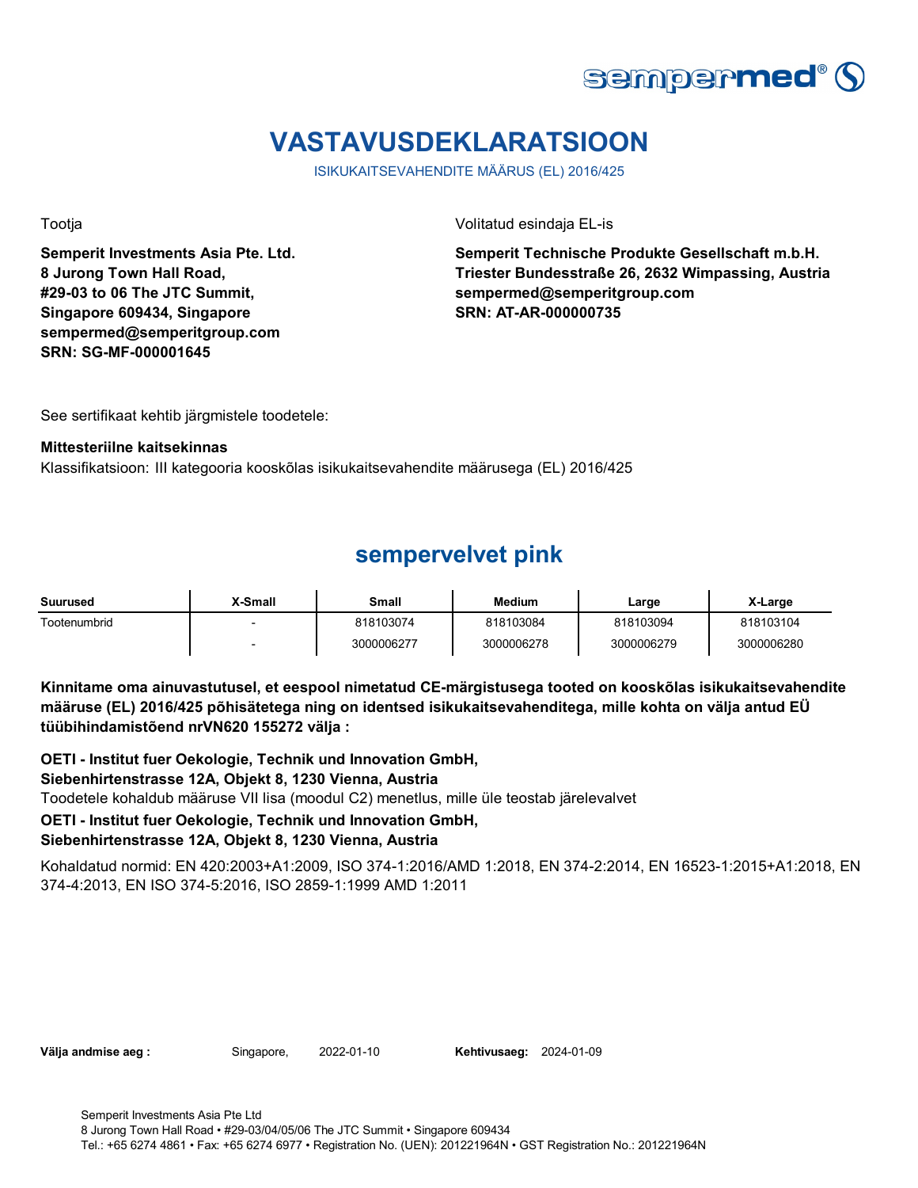sempermed®

# VASTAVUSDEKLARATSIOON

ISIKUKAITSEVAHENDITE MÄÄRUS (EL) 2016/425

Tootja

**Semperit Investments Asia Pte. Ltd.**
**8 Jurong Town Hall Road,**
**#29-03 to 06 The JTC Summit,**
**Singapore 609434, Singapore**
**sempermed@semperitgroup.com**
**SRN: SG-MF-000001645**

Volitatud esindaja EL-is

**Semperit Technische Produkte Gesellschaft m.b.H.**
**Triester Bundesstraße 26, 2632 Wimpassing, Austria**
**sempermed@semperitgroup.com**
**SRN: AT-AR-000000735**

See sertifikaat kehtib järgmistele toodetele:

**Mittesteriilne kaitsekinnas**

Klassifikatsioon: III kategooria kooskõlas isikukaitsevahendite määrusega (EL) 2016/425

## sempervelvet pink

| Suurused | X-Small | Small | Medium | Large | X-Large |
|---|---|---|---|---|---|
| Tootenumbrid | - | 818103074 | 818103084 | 818103094 | 818103104 |
| | - | 3000006277 | 3000006278 | 3000006279 | 3000006280 |

**Kinnitame oma ainuvastutusel, et eespool nimetatud CE-märgistusega tooted on kooskõlas isikukaitsevahendite määruse (EL) 2016/425 põhisätetega ning on identsed isikukaitsevahenditega, mille kohta on välja antud EÜ tüübihindamistõend nrVN620 155272 välja :**

**OETI - Institut fuer Oekologie, Technik und Innovation GmbH,**
**Siebenhirtenstrasse 12A, Objekt 8, 1230 Vienna, Austria**

Toodetele kohaldub määruse VII lisa (moodul C2) menetlus, mille üle teostab järelevalvet

**OETI - Institut fuer Oekologie, Technik und Innovation GmbH,**
**Siebenhirtenstrasse 12A, Objekt 8, 1230 Vienna, Austria**

Kohaldatud normid: EN 420:2003+A1:2009, ISO 374-1:2016/AMD 1:2018, EN 374-2:2014, EN 16523-1:2015+A1:2018, EN 374-4:2013, EN ISO 374-5:2016, ISO 2859-1:1999 AMD 1:2011

**Välja andmise aeg :** Singapore, 2022-01-10 **Kehtivusaeg:** 2024-01-09

Semperit Investments Asia Pte Ltd
8 Jurong Town Hall Road • #29-03/04/05/06 The JTC Summit • Singapore 609434
Tel.: +65 6274 4861 • Fax: +65 6274 6977 • Registration No. (UEN): 201221964N • GST Registration No.: 201221964N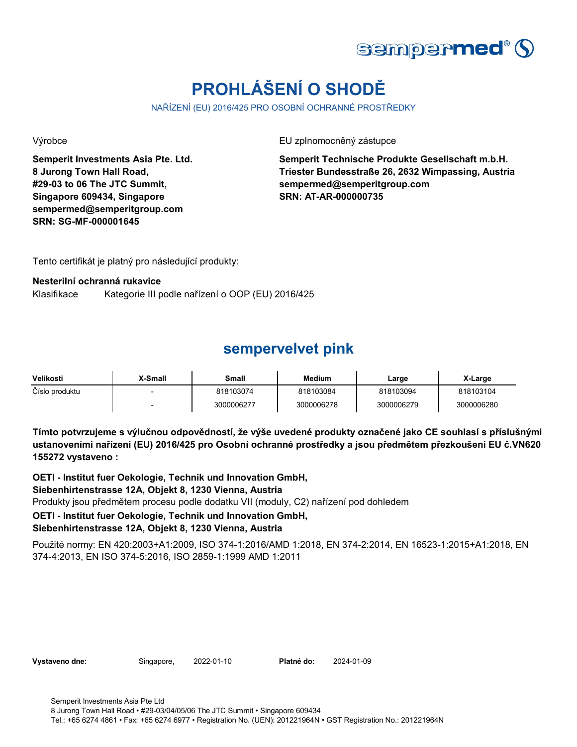sempermed®

# PROHLÁŠENÍ O SHODĚ

NAŘÍZENÍ (EU) 2016/425 PRO OSOBNÍ OCHRANNÉ PROSTŘEDKY

Výrobce

**Semperit Investments Asia Pte. Ltd.**
**8 Jurong Town Hall Road,**
**#29-03 to 06 The JTC Summit,**
**Singapore 609434, Singapore**
**sempermed@semperitgroup.com**
**SRN: SG-MF-000001645**

EU zplnomocněný zástupce

**Semperit Technische Produkte Gesellschaft m.b.H.**
**Triester Bundesstraße 26, 2632 Wimpassing, Austria**
**sempermed@semperitgroup.com**
**SRN: AT-AR-000000735**

Tento certifikát je platný pro následující produkty:

**Nesterilní ochranná rukavice**

Klasifikace Kategorie III podle nařízení o OOP (EU) 2016/425

## sempervelvet pink

| Velikosti | X-Small | Small | Medium | Large | X-Large |
|---|---|---|---|---|---|
| Číslo produktu | - | 818103074 | 818103084 | 818103094 | 818103104 |
| | - | 3000006277 | 3000006278 | 3000006279 | 3000006280 |

**Tímto potvrzujeme s výlučnou odpovědností, že výše uvedené produkty označené jako CE souhlasí s příslušnými ustanoveními nařízení (EU) 2016/425 pro Osobní ochranné prostředky a jsou předmětem přezkoušení EU č.VN620 155272 vystaveno :**

**OETI - Institut fuer Oekologie, Technik und Innovation GmbH,**
**Siebenhirtenstrasse 12A, Objekt 8, 1230 Vienna, Austria**

Produkty jsou předmětem procesu podle dodatku VII (moduly, C2) nařízení pod dohledem

**OETI - Institut fuer Oekologie, Technik und Innovation GmbH,**
**Siebenhirtenstrasse 12A, Objekt 8, 1230 Vienna, Austria**

Použité normy: EN 420:2003+A1:2009, ISO 374-1:2016/AMD 1:2018, EN 374-2:2014, EN 16523-1:2015+A1:2018, EN 374-4:2013, EN ISO 374-5:2016, ISO 2859-1:1999 AMD 1:2011

**Vystaveno dne:** Singapore, 2022-01-10 **Platné do:** 2024-01-09

Semperit Investments Asia Pte Ltd
8 Jurong Town Hall Road • #29-03/04/05/06 The JTC Summit • Singapore 609434
Tel.: +65 6274 4861 • Fax: +65 6274 6977 • Registration No. (UEN): 201221964N • GST Registration No.: 201221964N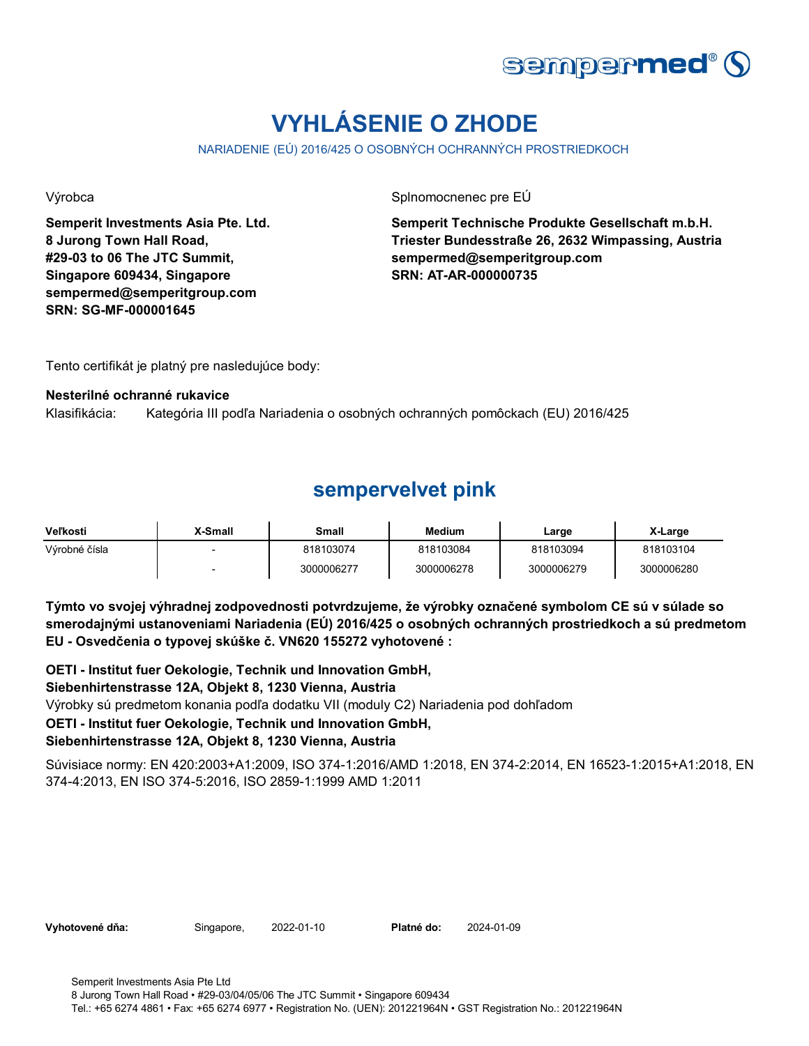# VYHLÁSENIE O ZHODE

NARIADENIE (EÚ) 2016/425 O OSOBNÝCH OCHRANNÝCH PROSTRIEDKOCH

Výrobca

**Semperit Investments Asia Pte. Ltd.**
**8 Jurong Town Hall Road,**
**#29-03 to 06 The JTC Summit,**
**Singapore 609434, Singapore**
**sempermed@semperitgroup.com**
**SRN: SG-MF-000001645**

Splnomocnenec pre EÚ

**Semperit Technische Produkte Gesellschaft m.b.H.**
**Triester Bundesstraße 26, 2632 Wimpassing, Austria**
**sempermed@semperitgroup.com**
**SRN: AT-AR-000000735**

Tento certifikát je platný pre nasledujúce body:

**Nesterilné ochranné rukavice**

Klasifikácia: Kategória III podľa Nariadenia o osobných ochranných pomôckach (EU) 2016/425

## sempervelvet pink

| Veľkosti | X-Small | Small | Medium | Large | X-Large |
|---|---|---|---|---|---|
| Výrobné čísla | - | 818103074 | 818103084 | 818103094 | 818103104 |
| | - | 3000006277 | 3000006278 | 3000006279 | 3000006280 |

**Týmto vo svojej výhradnej zodpovednosti potvrdzujeme, že výrobky označené symbolom CE sú v súlade so smerodajnými ustanoveniami Nariadenia (EÚ) 2016/425 o osobných ochranných prostriedkoch a sú predmetom EU - Osvedčenia o typovej skúške č. VN620 155272 vyhotovené :**

**OETI - Institut fuer Oekologie, Technik und Innovation GmbH,**
**Siebenhirtenstrasse 12A, Objekt 8, 1230 Vienna, Austria**

Výrobky sú predmetom konania podľa dodatku VII (moduly C2) Nariadenia pod dohľadom

**OETI - Institut fuer Oekologie, Technik und Innovation GmbH,**
**Siebenhirtenstrasse 12A, Objekt 8, 1230 Vienna, Austria**

Súvisiace normy: EN 420:2003+A1:2009, ISO 374-1:2016/AMD 1:2018, EN 374-2:2014, EN 16523-1:2015+A1:2018, EN 374-4:2013, EN ISO 374-5:2016, ISO 2859-1:1999 AMD 1:2011

**Vyhotovené dňa:** Singapore, 2022-01-10 **Platné do:** 2024-01-09

Semperit Investments Asia Pte Ltd
8 Jurong Town Hall Road • #29-03/04/05/06 The JTC Summit • Singapore 609434
Tel.: +65 6274 4861 • Fax: +65 6274 6977 • Registration No. (UEN): 201221964N • GST Registration No.: 201221964N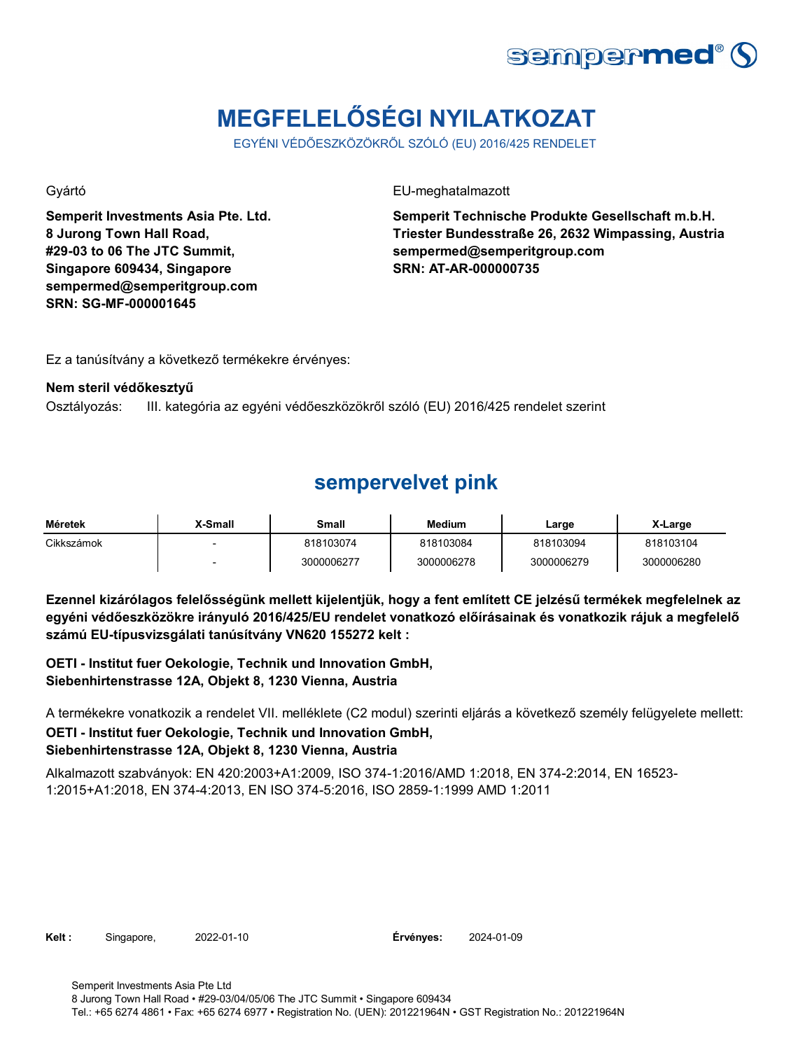# MEGFELELŐSÉGI NYILATKOZAT

EGYÉNI VÉDŐESZKÖZÖKRŐL SZÓLÓ (EU) 2016/425 RENDELET

Gyártó

**Semperit Investments Asia Pte. Ltd.**
**8 Jurong Town Hall Road,**
**#29-03 to 06 The JTC Summit,**
**Singapore 609434, Singapore**
**sempermed@semperitgroup.com**
**SRN: SG-MF-000001645**

EU-meghatalmazott

**Semperit Technische Produkte Gesellschaft m.b.H.**
**Triester Bundesstraße 26, 2632 Wimpassing, Austria**
**sempermed@semperitgroup.com**
**SRN: AT-AR-000000735**

Ez a tanúsítvány a következő termékekre érvényes:

**Nem steril védőkesztyű**

Osztályozás: III. kategória az egyéni védőeszközökről szóló (EU) 2016/425 rendelet szerint

## sempervelvet pink

| Méretek | X-Small | Small | Medium | Large | X-Large |
|---|---|---|---|---|---|
| Cikkszámok | - | 818103074 | 818103084 | 818103094 | 818103104 |
| | - | 3000006277 | 3000006278 | 3000006279 | 3000006280 |

**Ezennel kizárólagos felelősségünk mellett kijelentjük, hogy a fent említett CE jelzésű termékek megfelelnek az egyéni védőeszközökre irányuló 2016/425/EU rendelet vonatkozó előírásainak és vonatkozik rájuk a megfelelő számú EU-típusvizsgálati tanúsítvány VN620 155272 kelt :**

**OETI - Institut fuer Oekologie, Technik und Innovation GmbH,**
**Siebenhirtenstrasse 12A, Objekt 8, 1230 Vienna, Austria**

A termékekre vonatkozik a rendelet VII. melléklete (C2 modul) szerinti eljárás a következő személy felügyelete mellett:
**OETI - Institut fuer Oekologie, Technik und Innovation GmbH,**
**Siebenhirtenstrasse 12A, Objekt 8, 1230 Vienna, Austria**

Alkalmazott szabványok: EN 420:2003+A1:2009, ISO 374-1:2016/AMD 1:2018, EN 374-2:2014, EN 16523-1:2015+A1:2018, EN 374-4:2013, EN ISO 374-5:2016, ISO 2859-1:1999 AMD 1:2011

**Kelt :** Singapore, 2022-01-10 **Érvényes:** 2024-01-09

Semperit Investments Asia Pte Ltd
8 Jurong Town Hall Road • #29-03/04/05/06 The JTC Summit • Singapore 609434
Tel.: +65 6274 4861 • Fax: +65 6274 6977 • Registration No. (UEN): 201221964N • GST Registration No.: 201221964N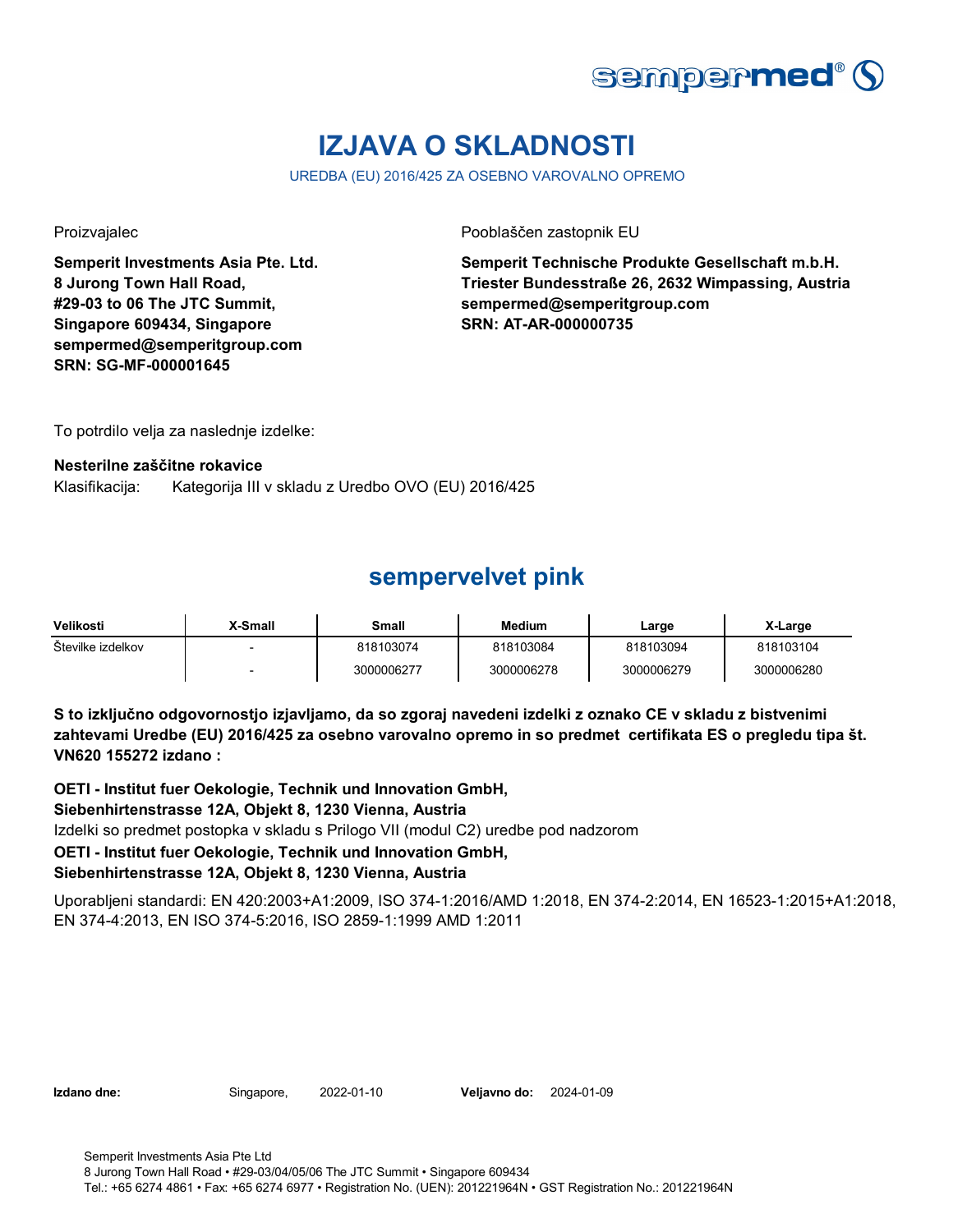# IZJAVA O SKLADNOSTI

UREDBA (EU) 2016/425 ZA OSEBNO VAROVALNO OPREMO

Proizvajalec

**Semperit Investments Asia Pte. Ltd.**
**8 Jurong Town Hall Road,**
**#29-03 to 06 The JTC Summit,**
**Singapore 609434, Singapore**
**sempermed@semperitgroup.com**
**SRN: SG-MF-000001645**

Pooblaščen zastopnik EU

**Semperit Technische Produkte Gesellschaft m.b.H.**
**Triester Bundesstraße 26, 2632 Wimpassing, Austria**
**sempermed@semperitgroup.com**
**SRN: AT-AR-000000735**

To potrdilo velja za naslednje izdelke:

**Nesterilne zaščitne rokavice**

Klasifikacija: Kategorija III v skladu z Uredbo OVO (EU) 2016/425

## sempervelvet pink

| Velikosti | X-Small | Small | Medium | Large | X-Large |
|---|---|---|---|---|---|
| Številke izdelkov | - | 818103074 | 818103084 | 818103094 | 818103104 |
| | - | 3000006277 | 3000006278 | 3000006279 | 3000006280 |

**S to izključno odgovornostjo izjavljamo, da so zgoraj navedeni izdelki z oznako CE v skladu z bistvenimi zahtevami Uredbe (EU) 2016/425 za osebno varovalno opremo in so predmet certifikata ES o pregledu tipa št. VN620 155272 izdano :**

**OETI - Institut fuer Oekologie, Technik und Innovation GmbH,**
**Siebenhirtenstrasse 12A, Objekt 8, 1230 Vienna, Austria**

Izdelki so predmet postopka v skladu s Prilogo VII (modul C2) uredbe pod nadzorom

**OETI - Institut fuer Oekologie, Technik und Innovation GmbH,**
**Siebenhirtenstrasse 12A, Objekt 8, 1230 Vienna, Austria**

Uporabljeni standardi: EN 420:2003+A1:2009, ISO 374-1:2016/AMD 1:2018, EN 374-2:2014, EN 16523-1:2015+A1:2018, EN 374-4:2013, EN ISO 374-5:2016, ISO 2859-1:1999 AMD 1:2011

**Izdano dne:** Singapore, 2022-01-10 **Veljavno do:** 2024-01-09

Semperit Investments Asia Pte Ltd
8 Jurong Town Hall Road • #29-03/04/05/06 The JTC Summit • Singapore 609434
Tel.: +65 6274 4861 • Fax: +65 6274 6977 • Registration No. (UEN): 201221964N • GST Registration No.: 201221964N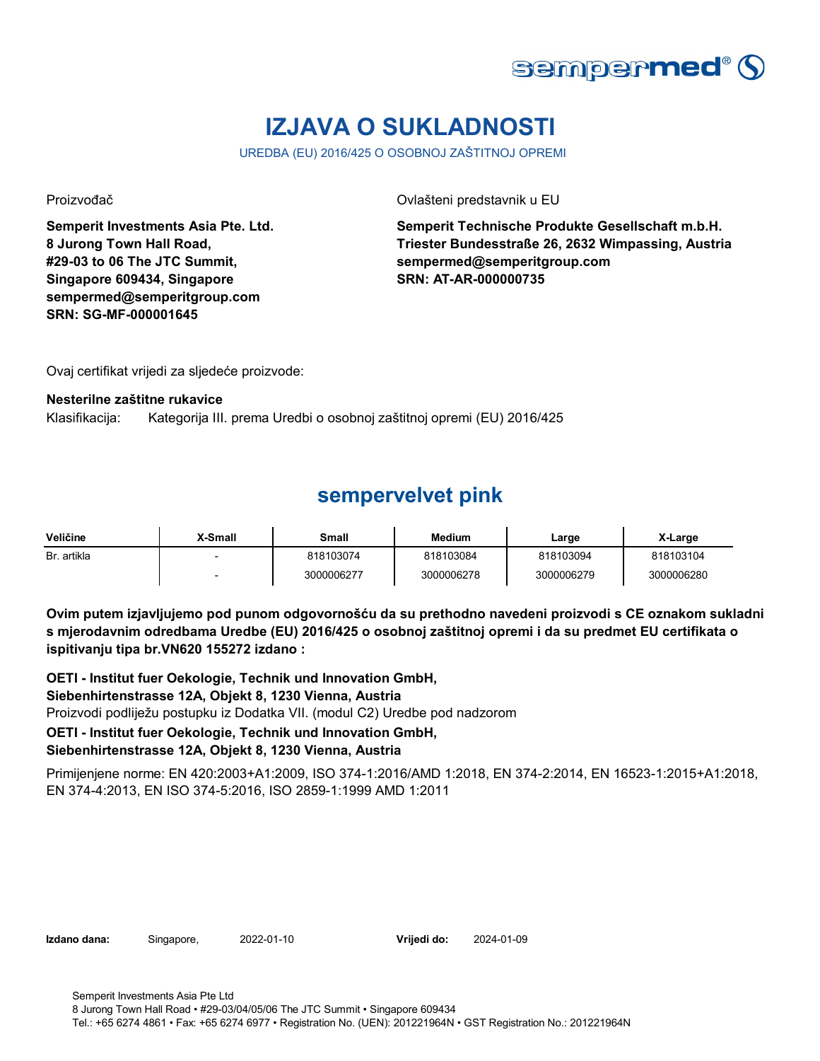sempermed®

# IZJAVA O SUKLADNOSTI

UREDBA (EU) 2016/425 O OSOBNOJ ZAŠTITNOJ OPREMI

Proizvođač

**Semperit Investments Asia Pte. Ltd.**
**8 Jurong Town Hall Road,**
**#29-03 to 06 The JTC Summit,**
**Singapore 609434, Singapore**
**sempermed@semperitgroup.com**
**SRN: SG-MF-000001645**

Ovlašteni predstavnik u EU

**Semperit Technische Produkte Gesellschaft m.b.H.**
**Triester Bundesstraße 26, 2632 Wimpassing, Austria**
**sempermed@semperitgroup.com**
**SRN: AT-AR-000000735**

Ovaj certifikat vrijedi za sljedeće proizvode:

**Nesterilne zaštitne rukavice**

Klasifikacija: Kategorija III. prema Uredbi o osobnoj zaštitnoj opremi (EU) 2016/425

## sempervelvet pink

| Veličine | X-Small | Small | Medium | Large | X-Large |
|---|---|---|---|---|---|
| Br. artikla | - | 818103074 | 818103084 | 818103094 | 818103104 |
| | - | 3000006277 | 3000006278 | 3000006279 | 3000006280 |

**Ovim putem izjavljujemo pod punom odgovornošću da su prethodno navedeni proizvodi s CE oznakom sukladni s mjerodavnim odredbama Uredbe (EU) 2016/425 o osobnoj zaštitnoj opremi i da su predmet EU certifikata o ispitivanju tipa br.VN620 155272 izdano :**

**OETI - Institut fuer Oekologie, Technik und Innovation GmbH,**
**Siebenhirtenstrasse 12A, Objekt 8, 1230 Vienna, Austria**
Proizvodi podliježu postupku iz Dodatka VII. (modul C2) Uredbe pod nadzorom
**OETI - Institut fuer Oekologie, Technik und Innovation GmbH,**
**Siebenhirtenstrasse 12A, Objekt 8, 1230 Vienna, Austria**

Primijenjene norme: EN 420:2003+A1:2009, ISO 374-1:2016/AMD 1:2018, EN 374-2:2014, EN 16523-1:2015+A1:2018, EN 374-4:2013, EN ISO 374-5:2016, ISO 2859-1:1999 AMD 1:2011

**Izdano dana:** Singapore, 2022-01-10 **Vrijedi do:** 2024-01-09

Semperit Investments Asia Pte Ltd
8 Jurong Town Hall Road • #29-03/04/05/06 The JTC Summit • Singapore 609434
Tel.: +65 6274 4861 • Fax: +65 6274 6977 • Registration No. (UEN): 201221964N • GST Registration No.: 201221964N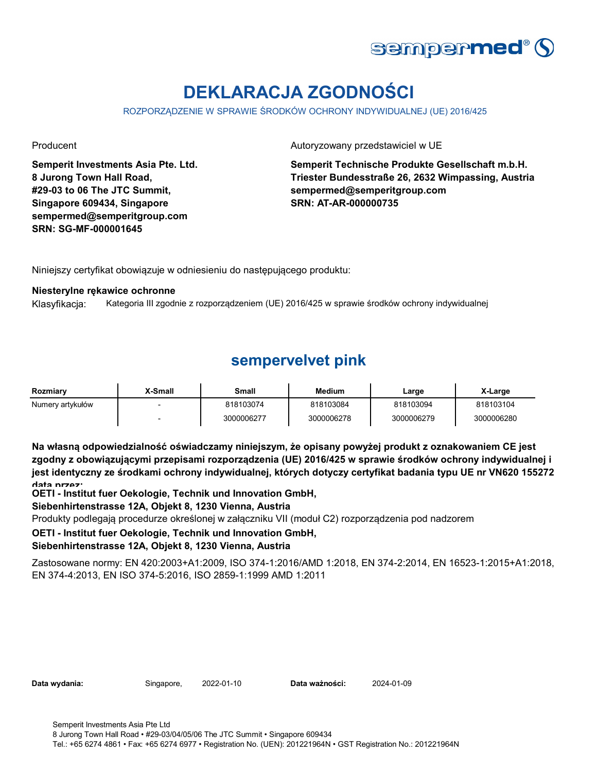# DEKLARACJA ZGODNOŚCI

ROZPORZĄDZENIE W SPRAWIE ŚRODKÓW OCHRONY INDYWIDUALNEJ (UE) 2016/425

Producent

**Semperit Investments Asia Pte. Ltd.**
**8 Jurong Town Hall Road,**
**#29-03 to 06 The JTC Summit,**
**Singapore 609434, Singapore**
**sempermed@semperitgroup.com**
**SRN: SG-MF-000001645**

Autoryzowany przedstawiciel w UE

**Semperit Technische Produkte Gesellschaft m.b.H.**
**Triester Bundesstraße 26, 2632 Wimpassing, Austria**
**sempermed@semperitgroup.com**
**SRN: AT-AR-000000735**

Niniejszy certyfikat obowiązuje w odniesieniu do następującego produktu:

**Niesterylne rękawice ochronne**

Klasyfikacja: Kategoria III zgodnie z rozporządzeniem (UE) 2016/425 w sprawie środków ochrony indywidualnej

## sempervelvet pink

| Rozmiary | X-Small | Small | Medium | Large | X-Large |
|---|---|---|---|---|---|
| Numery artykułów | - | 818103074 | 818103084 | 818103094 | 818103104 |
| | - | 3000006277 | 3000006278 | 3000006279 | 3000006280 |

**Na własną odpowiedzialność oświadczamy niniejszym, że opisany powyżej produkt z oznakowaniem CE jest zgodny z obowiązującymi przepisami rozporządzenia (UE) 2016/425 w sprawie środków ochrony indywidualnej i jest identyczny ze środkami ochrony indywidualnej, których dotyczy certyfikat badania typu UE nr VN620 155272 data przez:**

**OETI - Institut fuer Oekologie, Technik und Innovation GmbH,**
**Siebenhirtenstrasse 12A, Objekt 8, 1230 Vienna, Austria**

Produkty podlegają procedurze określonej w załączniku VII (moduł C2) rozporządzenia pod nadzorem

**OETI - Institut fuer Oekologie, Technik und Innovation GmbH,**
**Siebenhirtenstrasse 12A, Objekt 8, 1230 Vienna, Austria**

Zastosowane normy: EN 420:2003+A1:2009, ISO 374-1:2016/AMD 1:2018, EN 374-2:2014, EN 16523-1:2015+A1:2018, EN 374-4:2013, EN ISO 374-5:2016, ISO 2859-1:1999 AMD 1:2011

**Data wydania:** Singapore, 2022-01-10 **Data ważności:** 2024-01-09

Semperit Investments Asia Pte Ltd
8 Jurong Town Hall Road • #29-03/04/05/06 The JTC Summit • Singapore 609434
Tel.: +65 6274 4861 • Fax: +65 6274 6977 • Registration No. (UEN): 201221964N • GST Registration No.: 201221964N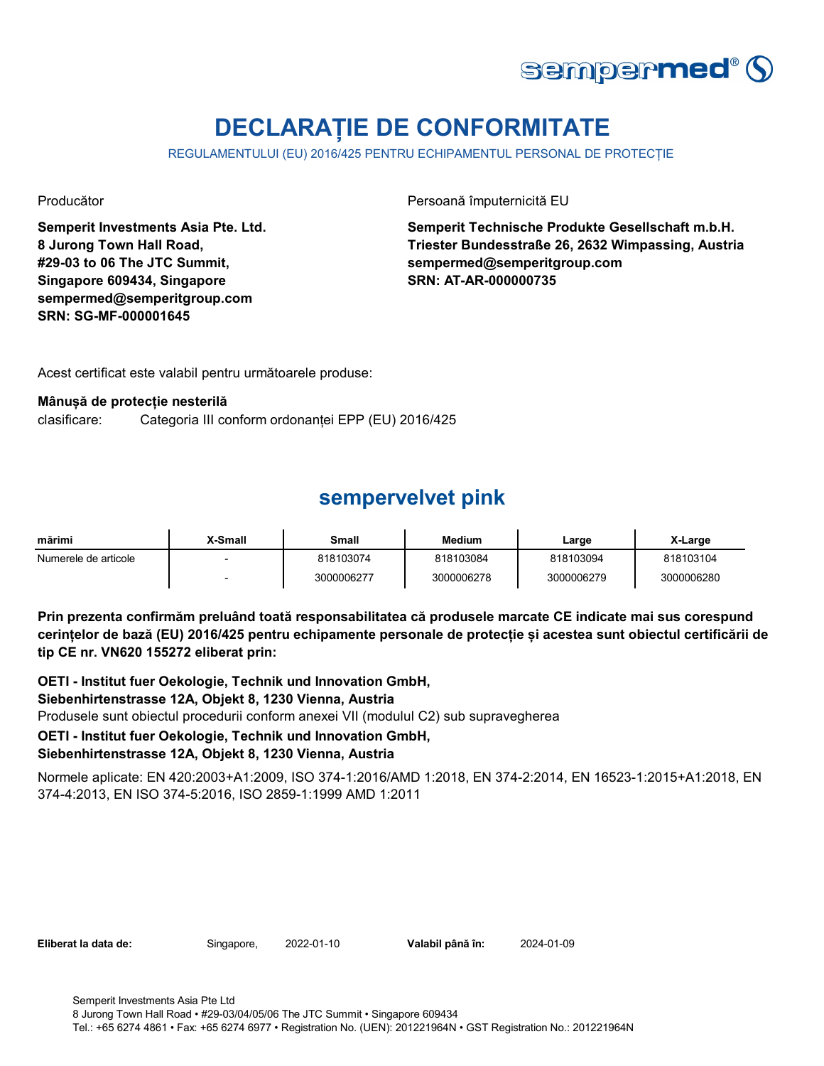# DECLARAȚIE DE CONFORMITATE

REGULAMENTULUI (EU) 2016/425 PENTRU ECHIPAMENTUL PERSONAL DE PROTECȚIE

Producător

**Semperit Investments Asia Pte. Ltd.**
**8 Jurong Town Hall Road,**
**#29-03 to 06 The JTC Summit,**
**Singapore 609434, Singapore**
**sempermed@semperitgroup.com**
**SRN: SG-MF-000001645**

Persoană împuternicită EU

**Semperit Technische Produkte Gesellschaft m.b.H.**
**Triester Bundesstraße 26, 2632 Wimpassing, Austria**
**sempermed@semperitgroup.com**
**SRN: AT-AR-000000735**

Acest certificat este valabil pentru următoarele produse:

**Mânușă de protecție nesterilă**
clasificare: Categoria III conform ordonanței EPP (EU) 2016/425

## sempervelvet pink

| mărimi | X-Small | Small | Medium | Large | X-Large |
|---|---|---|---|---|---|
| Numerele de articole | - | 818103074 | 818103084 | 818103094 | 818103104 |
| | - | 3000006277 | 3000006278 | 3000006279 | 3000006280 |

**Prin prezenta confirmăm preluând toată responsabilitatea că produsele marcate CE indicate mai sus corespund cerințelor de bază (EU) 2016/425 pentru echipamente personale de protecție și acestea sunt obiectul certificării de tip CE nr. VN620 155272 eliberat prin:**

**OETI - Institut fuer Oekologie, Technik und Innovation GmbH,**
**Siebenhirtenstrasse 12A, Objekt 8, 1230 Vienna, Austria**
Produsele sunt obiectul procedurii conform anexei VII (modulul C2) sub supravegherea
**OETI - Institut fuer Oekologie, Technik und Innovation GmbH,**
**Siebenhirtenstrasse 12A, Objekt 8, 1230 Vienna, Austria**

Normele aplicate: EN 420:2003+A1:2009, ISO 374-1:2016/AMD 1:2018, EN 374-2:2014, EN 16523-1:2015+A1:2018, EN 374-4:2013, EN ISO 374-5:2016, ISO 2859-1:1999 AMD 1:2011

**Eliberat la data de:** Singapore, 2022-01-10 **Valabil până în:** 2024-01-09

Semperit Investments Asia Pte Ltd
8 Jurong Town Hall Road • #29-03/04/05/06 The JTC Summit • Singapore 609434
Tel.: +65 6274 4861 • Fax: +65 6274 6977 • Registration No. (UEN): 201221964N • GST Registration No.: 201221964N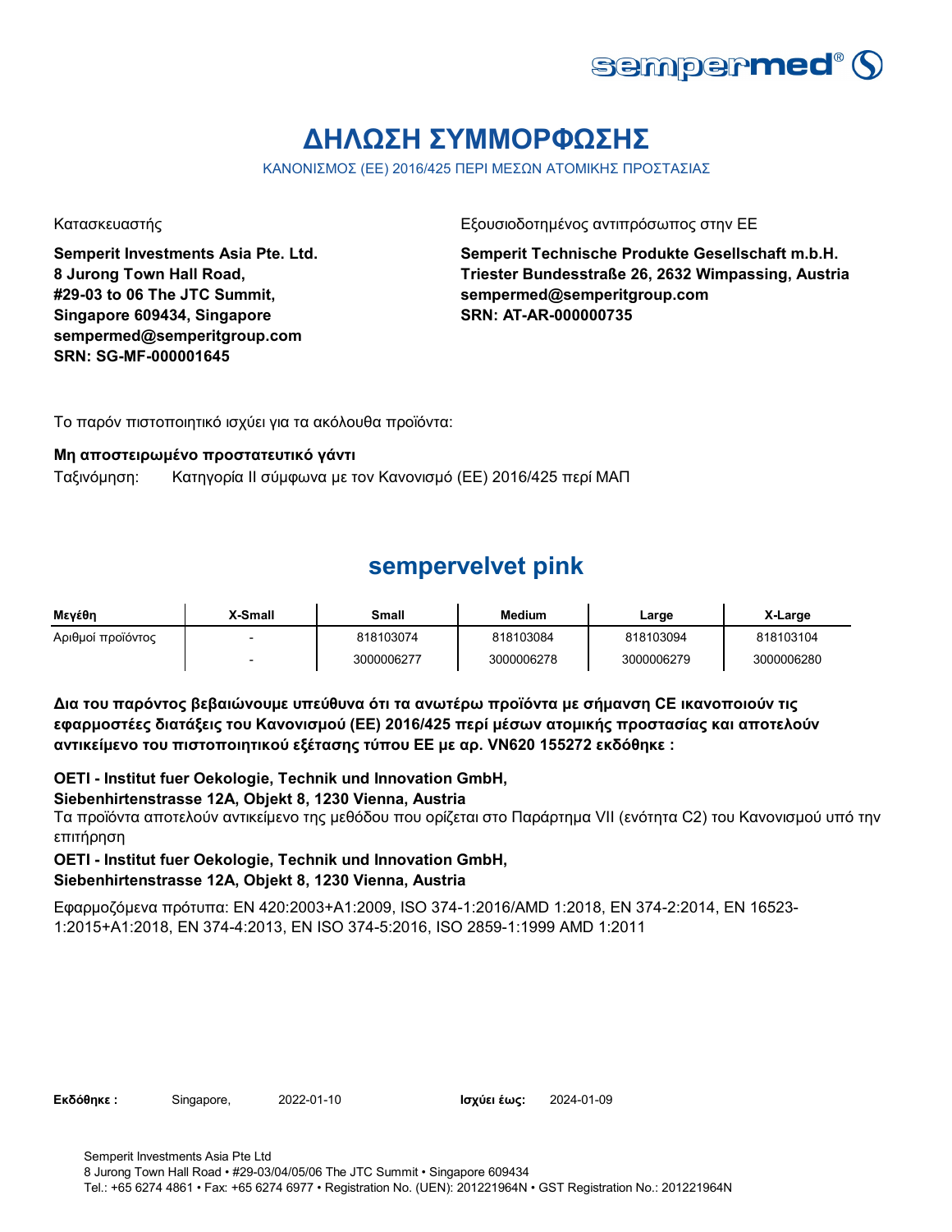# ΔΗΛΩΣΗ ΣΥΜΜΟΡΦΩΣΗΣ

ΚΑΝΟΝΙΣΜΟΣ (ΕΕ) 2016/425 ΠΕΡΙ ΜΕΣΩΝ ΑΤΟΜΙΚΗΣ ΠΡΟΣΤΑΣΙΑΣ

Κατασκευαστής

**Semperit Investments Asia Pte. Ltd.**
**8 Jurong Town Hall Road,**
**#29-03 to 06 The JTC Summit,**
**Singapore 609434, Singapore**
**sempermed@semperitgroup.com**
**SRN: SG-MF-000001645**

Εξουσιοδοτημένος αντιπρόσωπος στην ΕΕ

**Semperit Technische Produkte Gesellschaft m.b.H.**
**Triester Bundesstraße 26, 2632 Wimpassing, Austria**
**sempermed@semperitgroup.com**
**SRN: AT-AR-000000735**

Το παρόν πιστοποιητικό ισχύει για τα ακόλουθα προϊόντα:

**Μη αποστειρωμένο προστατευτικό γάντι**

Ταξινόμηση: Κατηγορία II σύμφωνα με τον Κανονισμό (ΕΕ) 2016/425 περί ΜΑΠ

## sempervelvet pink

| Μεγέθη | X-Small | Small | Medium | Large | X-Large |
|---|---|---|---|---|---|
| Αριθμοί προϊόντος | - | 818103074 | 818103084 | 818103094 | 818103104 |
| | - | 3000006277 | 3000006278 | 3000006279 | 3000006280 |

**Δια του παρόντος βεβαιώνουμε υπεύθυνα ότι τα ανωτέρω προϊόντα με σήμανση CE ικανοποιούν τις εφαρμοστέες διατάξεις του Κανονισμού (ΕΕ) 2016/425 περί μέσων ατομικής προστασίας και αποτελούν αντικείμενο του πιστοποιητικού εξέτασης τύπου ΕΕ με αρ. VN620 155272 εκδόθηκε :**

**OETI - Institut fuer Oekologie, Technik und Innovation GmbH,**
**Siebenhirtenstrasse 12A, Objekt 8, 1230 Vienna, Austria**

Τα προϊόντα αποτελούν αντικείμενο της μεθόδου που ορίζεται στο Παράρτημα VII (ενότητα C2) του Κανονισμού υπό την επιτήρηση

**OETI - Institut fuer Oekologie, Technik und Innovation GmbH,**
**Siebenhirtenstrasse 12A, Objekt 8, 1230 Vienna, Austria**

Εφαρμοζόμενα πρότυπα: EN 420:2003+A1:2009, ISO 374-1:2016/AMD 1:2018, EN 374-2:2014, EN 16523-1:2015+A1:2018, EN 374-4:2013, EN ISO 374-5:2016, ISO 2859-1:1999 AMD 1:2011

**Εκδόθηκε :** Singapore, 2022-01-10 **Ισχύει έως:** 2024-01-09

Semperit Investments Asia Pte Ltd
8 Jurong Town Hall Road • #29-03/04/05/06 The JTC Summit • Singapore 609434
Tel.: +65 6274 4861 • Fax: +65 6274 6977 • Registration No. (UEN): 201221964N • GST Registration No.: 201221964N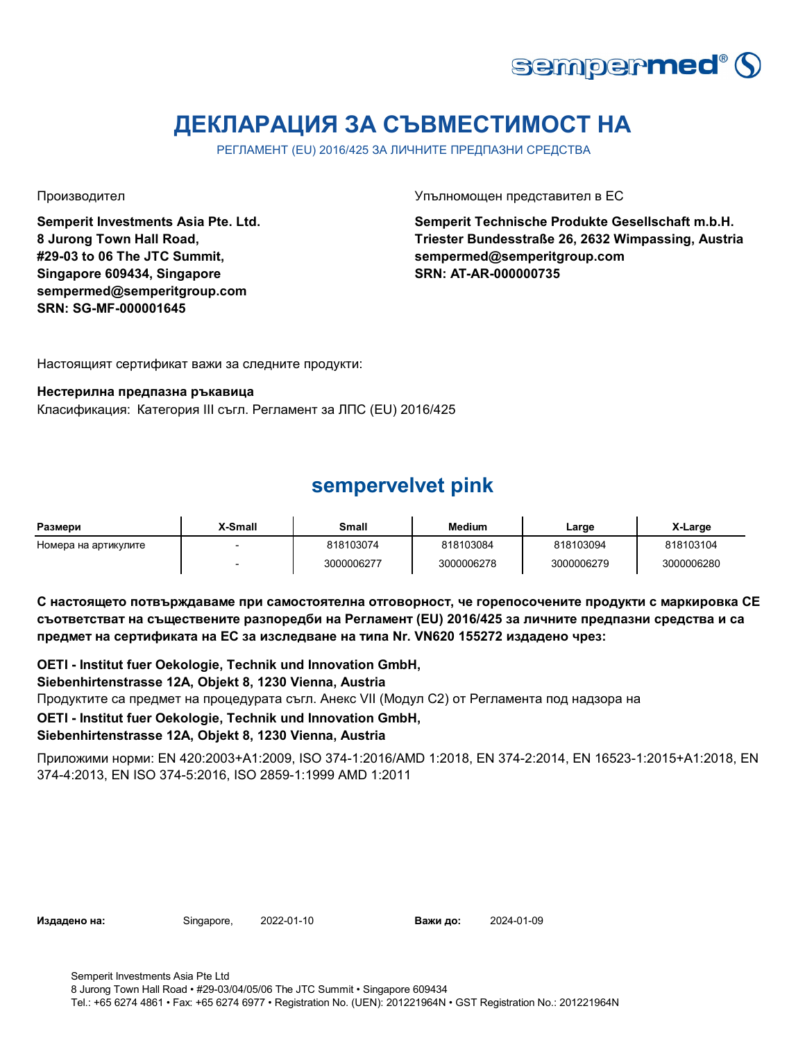# ДЕКЛАРАЦИЯ ЗА СЪВМЕСТИМОСТ НА

РЕГЛАМЕНТ (EU) 2016/425 ЗА ЛИЧНИТЕ ПРЕДПАЗНИ СРЕДСТВА

Производител

**Semperit Investments Asia Pte. Ltd.**
**8 Jurong Town Hall Road,**
**#29-03 to 06 The JTC Summit,**
**Singapore 609434, Singapore**
**sempermed@semperitgroup.com**
**SRN: SG-MF-000001645**

Упълномощен представител в ЕС

**Semperit Technische Produkte Gesellschaft m.b.H.**
**Triester Bundesstraße 26, 2632 Wimpassing, Austria**
**sempermed@semperitgroup.com**
**SRN: AT-AR-000000735**

Настоящият сертификат важи за следните продукти:

**Нестерилна предпазна ръкавица**

Класификация: Категория III съгл. Регламент за ЛПС (EU) 2016/425

## sempervelvet pink

| Размери | X-Small | Small | Medium | Large | X-Large |
|---|---|---|---|---|---|
| Номера на артикулите | - | 818103074 | 818103084 | 818103094 | 818103104 |
| | - | 3000006277 | 3000006278 | 3000006279 | 3000006280 |

**С настоящето потвърждаваме при самостоятелна отговорност, че горепосочените продукти с маркировка СЕ съответстват на съществените разпоредби на Регламент (EU) 2016/425 за личните предпазни средства и са предмет на сертификата на ЕС за изследване на типа Nr. VN620 155272 издадено чрез:**

**OETI - Institut fuer Oekologie, Technik und Innovation GmbH,**
**Siebenhirtenstrasse 12A, Objekt 8, 1230 Vienna, Austria**

Продуктите са предмет на процедурата съгл. Анекс VII (Модул C2) от Регламента под надзора на

**OETI - Institut fuer Oekologie, Technik und Innovation GmbH,**
**Siebenhirtenstrasse 12A, Objekt 8, 1230 Vienna, Austria**

Приложими норми: EN 420:2003+A1:2009, ISO 374-1:2016/AMD 1:2018, EN 374-2:2014, EN 16523-1:2015+A1:2018, EN 374-4:2013, EN ISO 374-5:2016, ISO 2859-1:1999 AMD 1:2011

**Издадено на:** Singapore, 2022-01-10 **Важи до:** 2024-01-09

Semperit Investments Asia Pte Ltd
8 Jurong Town Hall Road • #29-03/04/05/06 The JTC Summit • Singapore 609434
Tel.: +65 6274 4861 • Fax: +65 6274 6977 • Registration No. (UEN): 201221964N • GST Registration No.: 201221964N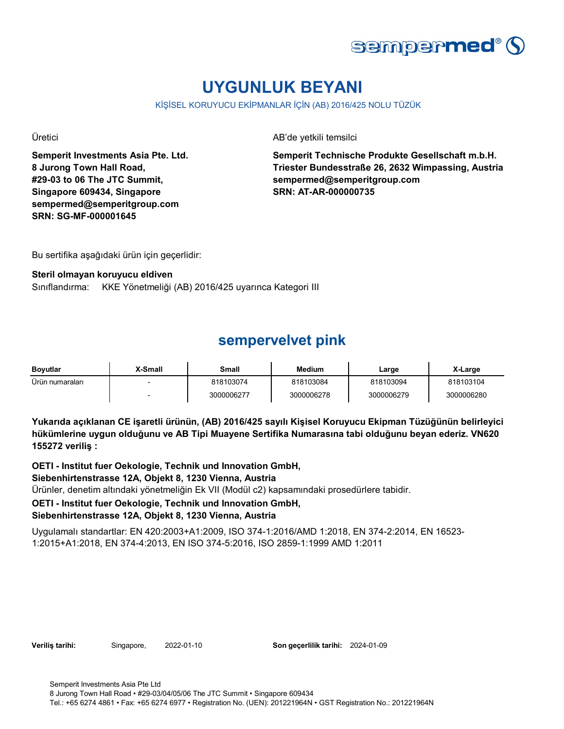# UYGUNLUK BEYANI

KİŞİSEL KORUYUCU EKİPMANLAR İÇİN (AB) 2016/425 NOLU TÜZÜK

Üretici

**Semperit Investments Asia Pte. Ltd.**
**8 Jurong Town Hall Road,**
**#29-03 to 06 The JTC Summit,**
**Singapore 609434, Singapore**
**sempermed@semperitgroup.com**
**SRN: SG-MF-000001645**

AB'de yetkili temsilci

**Semperit Technische Produkte Gesellschaft m.b.H.**
**Triester Bundesstraße 26, 2632 Wimpassing, Austria**
**sempermed@semperitgroup.com**
**SRN: AT-AR-000000735**

Bu sertifika aşağıdaki ürün için geçerlidir:

**Steril olmayan koruyucu eldiven**
Sınıflandırma: KKE Yönetmeliği (AB) 2016/425 uyarınca Kategori III

## sempervelvet pink

| Boyutlar | X-Small | Small | Medium | Large | X-Large |
|---|---|---|---|---|---|
| Ürün numaraları | - | 818103074 | 818103084 | 818103094 | 818103104 |
| | - | 3000006277 | 3000006278 | 3000006279 | 3000006280 |

**Yukarıda açıklanan CE işaretli ürünün, (AB) 2016/425 sayılı Kişisel Koruyucu Ekipman Tüzüğünün belirleyici hükümlerine uygun olduğunu ve AB Tipi Muayene Sertifika Numarasına tabi olduğunu beyan ederiz. VN620 155272 veriliş :**

**OETI - Institut fuer Oekologie, Technik und Innovation GmbH,**
**Siebenhirtenstrasse 12A, Objekt 8, 1230 Vienna, Austria**
Ürünler, denetim altındaki yönetmeliğin Ek VII (Modül c2) kapsamındaki prosedürlere tabidir.
**OETI - Institut fuer Oekologie, Technik und Innovation GmbH,**
**Siebenhirtenstrasse 12A, Objekt 8, 1230 Vienna, Austria**

Uygulamalı standartlar: EN 420:2003+A1:2009, ISO 374-1:2016/AMD 1:2018, EN 374-2:2014, EN 16523-1:2015+A1:2018, EN 374-4:2013, EN ISO 374-5:2016, ISO 2859-1:1999 AMD 1:2011

**Veriliş tarihi:** Singapore, 2022-01-10 **Son geçerlilik tarihi:** 2024-01-09

Semperit Investments Asia Pte Ltd
8 Jurong Town Hall Road • #29-03/04/05/06 The JTC Summit • Singapore 609434
Tel.: +65 6274 4861 • Fax: +65 6274 6977 • Registration No. (UEN): 201221964N • GST Registration No.: 201221964N